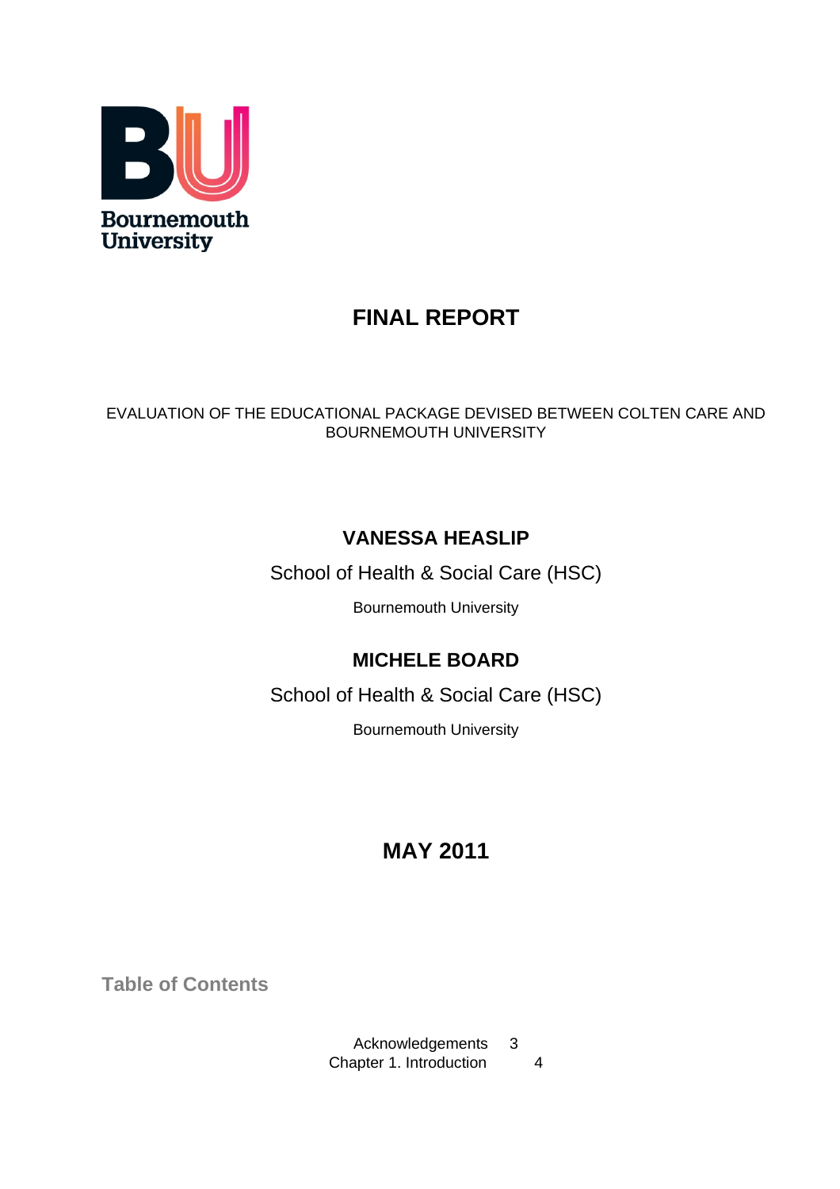Bournemouth University

# FINAL REPORT

EVALUATION OF THE EDUCATIONAL PACKAGE DEVISED BETWEEN COLTEN CARE AND BOURNEMOUTH UNIVERSITY

**VANESSA HEASLIP**

School of Health & Social Care (HSC)

Bournemouth University

**MICHELE BOARD**

School of Health & Social Care (HSC)

Bournemouth University

**MAY 2011**

## Table of Contents

Acknowledgements 3
Chapter 1. Introduction 4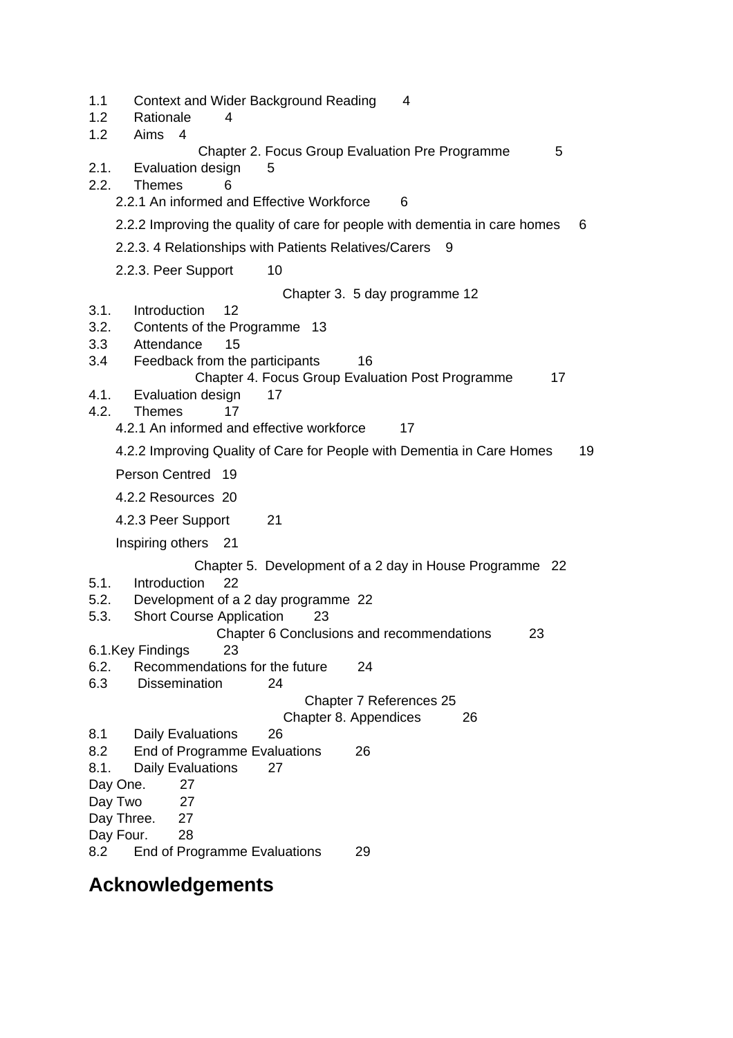1.1 Context and Wider Background Reading 4
1.2 Rationale 4
1.2 Aims 4

Chapter 2. Focus Group Evaluation Pre Programme 5

2.1. Evaluation design 5
2.2. Themes 6
2.2.1 An informed and Effective Workforce 6
2.2.2 Improving the quality of care for people with dementia in care homes 6
2.2.3. 4 Relationships with Patients Relatives/Carers 9
2.2.3. Peer Support 10

Chapter 3. 5 day programme 12

3.1. Introduction 12
3.2. Contents of the Programme 13
3.3 Attendance 15
3.4 Feedback from the participants 16

Chapter 4. Focus Group Evaluation Post Programme 17

4.1. Evaluation design 17
4.2. Themes 17
4.2.1 An informed and effective workforce 17
4.2.2 Improving Quality of Care for People with Dementia in Care Homes 19
Person Centred 19
4.2.2 Resources 20
4.2.3 Peer Support 21
Inspiring others 21

Chapter 5. Development of a 2 day in House Programme 22

5.1. Introduction 22
5.2. Development of a 2 day programme 22
5.3. Short Course Application 23

Chapter 6 Conclusions and recommendations 23

6.1.Key Findings 23
6.2. Recommendations for the future 24
6.3 Dissemination 24

Chapter 7 References 25

Chapter 8. Appendices 26

8.1 Daily Evaluations 26
8.2 End of Programme Evaluations 26
8.1. Daily Evaluations 27
Day One. 27
Day Two 27
Day Three. 27
Day Four. 28
8.2 End of Programme Evaluations 29

## Acknowledgements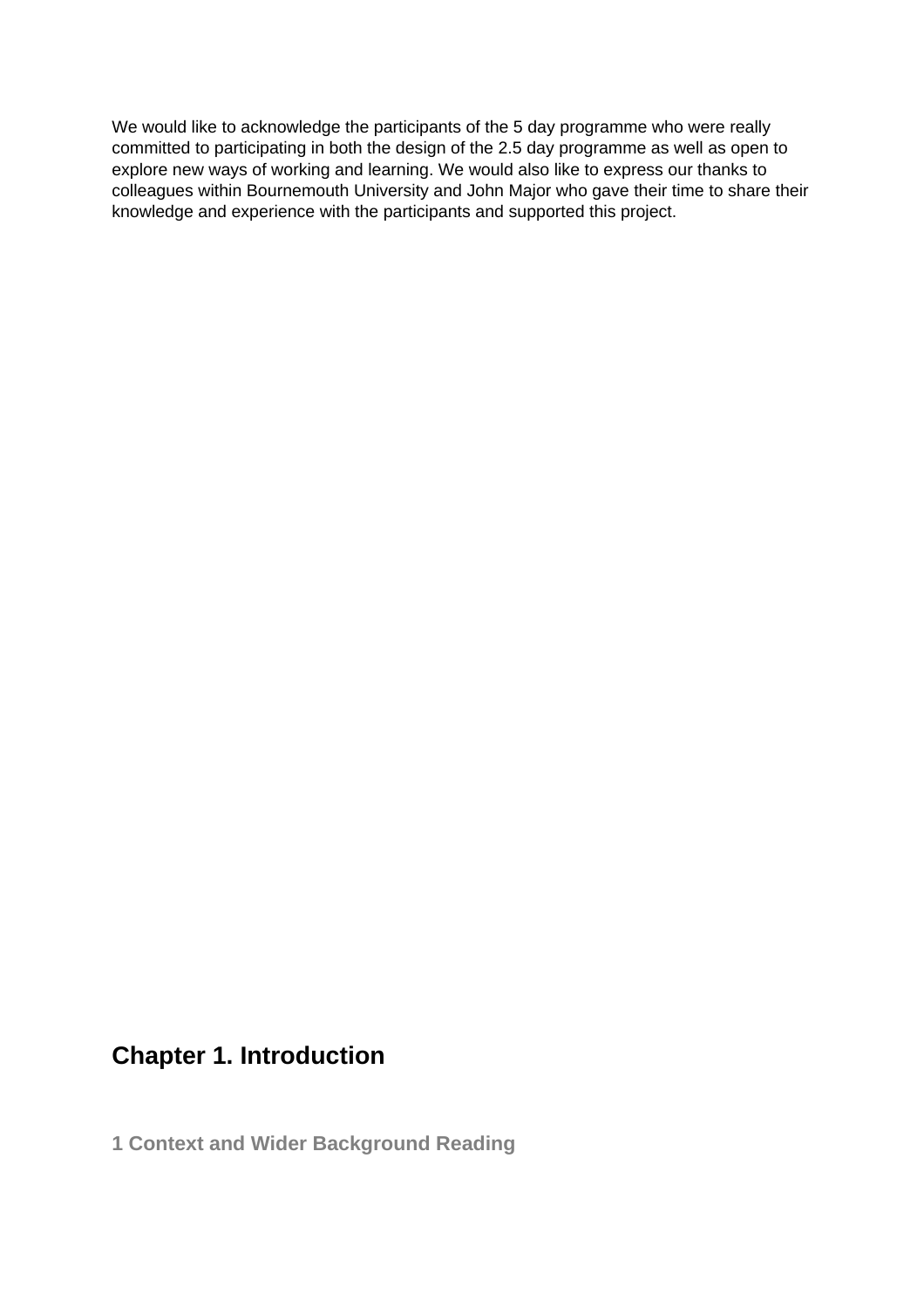We would like to acknowledge the participants of the 5 day programme who were really committed to participating in both the design of the 2.5 day programme as well as open to explore new ways of working and learning. We would also like to express our thanks to colleagues within Bournemouth University and John Major who gave their time to share their knowledge and experience with the participants and supported this project.

# Chapter 1. Introduction

## 1 Context and Wider Background Reading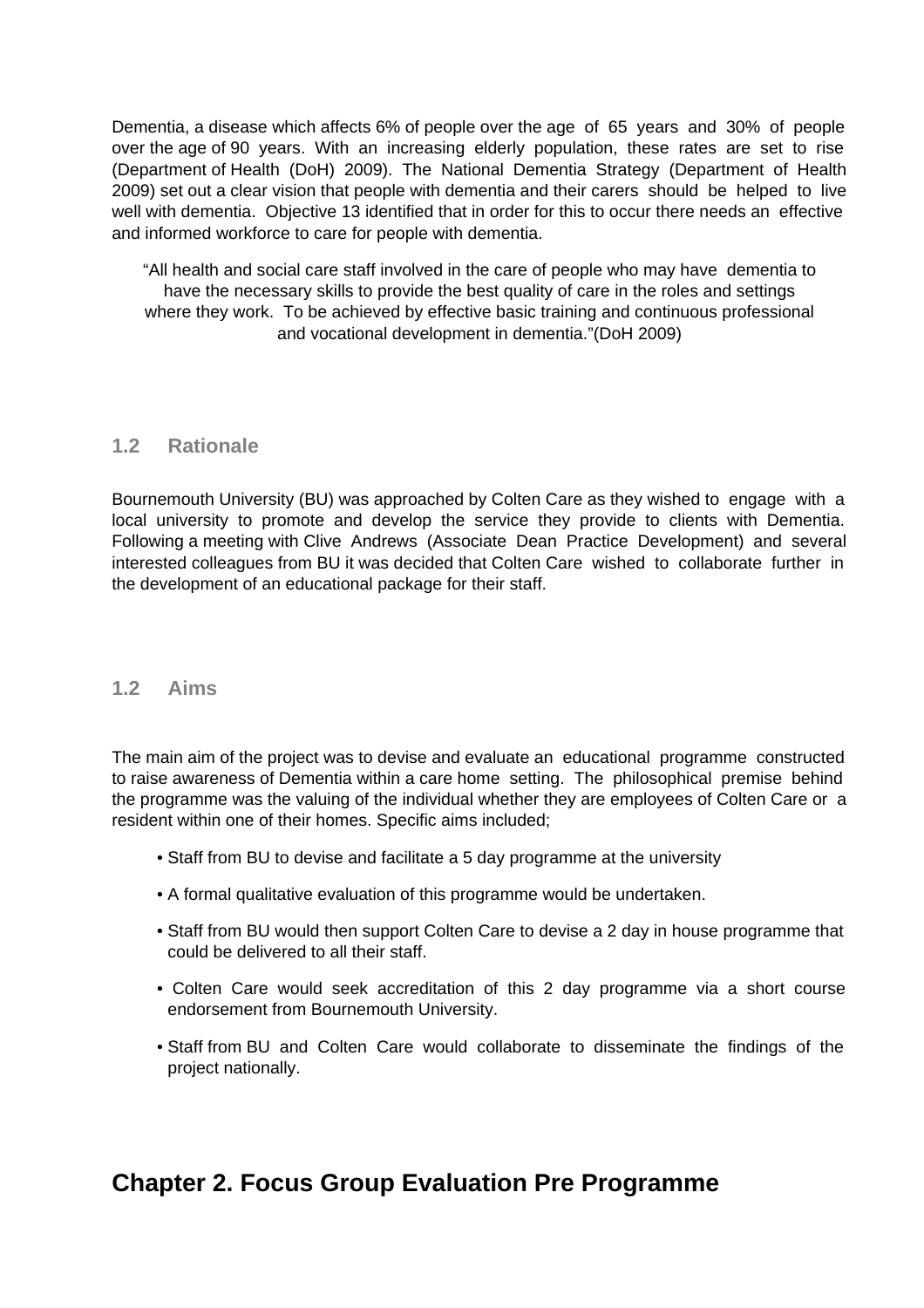Dementia, a disease which affects 6% of people over the age of 65 years and 30% of people over the age of 90 years. With an increasing elderly population, these rates are set to rise (Department of Health (DoH) 2009). The National Dementia Strategy (Department of Health 2009) set out a clear vision that people with dementia and their carers should be helped to live well with dementia. Objective 13 identified that in order for this to occur there needs an effective and informed workforce to care for people with dementia.

> "All health and social care staff involved in the care of people who may have dementia to have the necessary skills to provide the best quality of care in the roles and settings where they work. To be achieved by effective basic training and continuous professional and vocational development in dementia."(DoH 2009)

### 1.2 Rationale

Bournemouth University (BU) was approached by Colten Care as they wished to engage with a local university to promote and develop the service they provide to clients with Dementia. Following a meeting with Clive Andrews (Associate Dean Practice Development) and several interested colleagues from BU it was decided that Colten Care wished to collaborate further in the development of an educational package for their staff.

### 1.2 Aims

The main aim of the project was to devise and evaluate an educational programme constructed to raise awareness of Dementia within a care home setting. The philosophical premise behind the programme was the valuing of the individual whether they are employees of Colten Care or a resident within one of their homes. Specific aims included;

- Staff from BU to devise and facilitate a 5 day programme at the university
- A formal qualitative evaluation of this programme would be undertaken.
- Staff from BU would then support Colten Care to devise a 2 day in house programme that could be delivered to all their staff.
- Colten Care would seek accreditation of this 2 day programme via a short course endorsement from Bournemouth University.
- Staff from BU and Colten Care would collaborate to disseminate the findings of the project nationally.

## Chapter 2. Focus Group Evaluation Pre Programme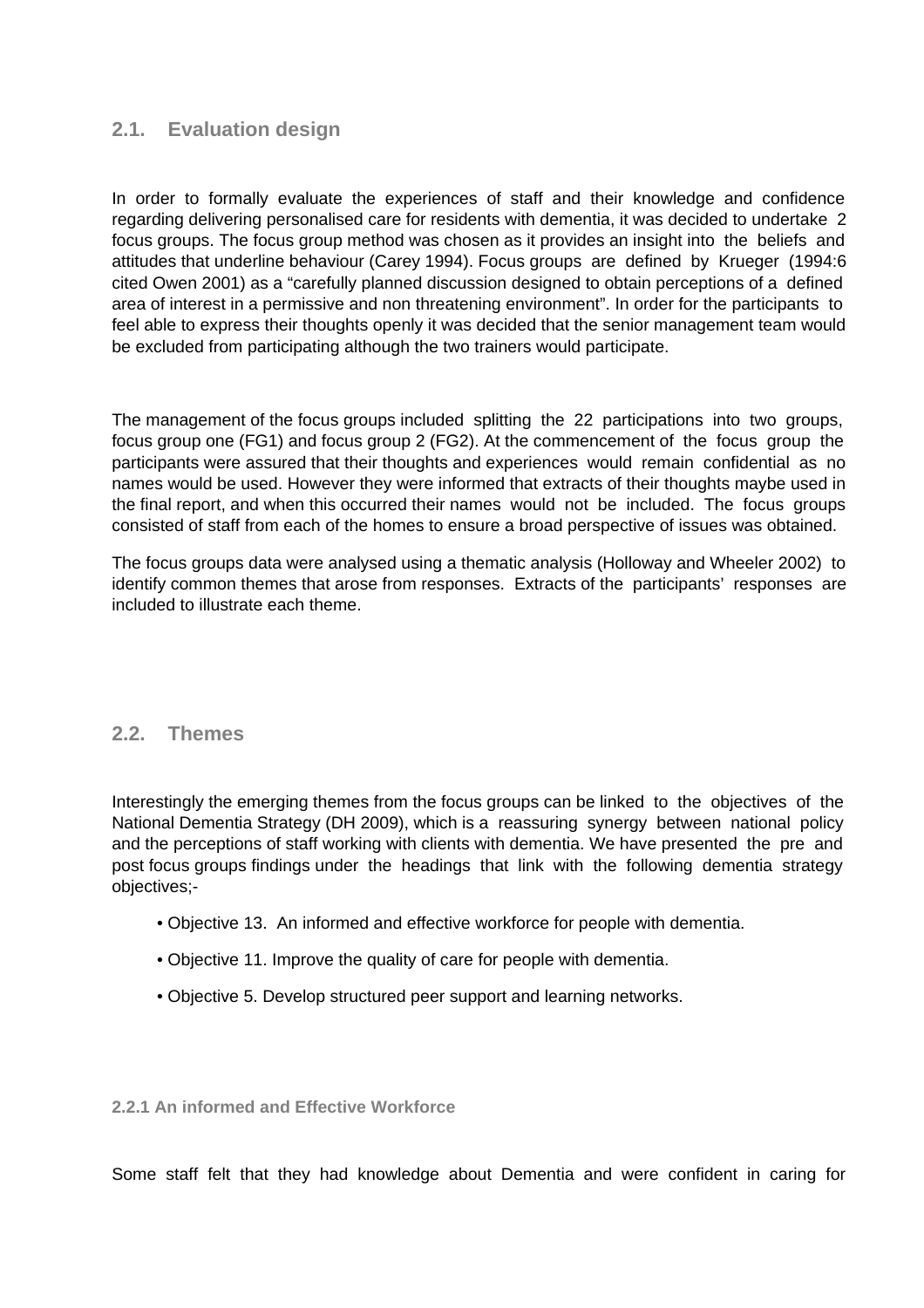## 2.1. Evaluation design

In order to formally evaluate the experiences of staff and their knowledge and confidence regarding delivering personalised care for residents with dementia, it was decided to undertake 2 focus groups. The focus group method was chosen as it provides an insight into the beliefs and attitudes that underline behaviour (Carey 1994). Focus groups are defined by Krueger (1994:6 cited Owen 2001) as a "carefully planned discussion designed to obtain perceptions of a defined area of interest in a permissive and non threatening environment". In order for the participants to feel able to express their thoughts openly it was decided that the senior management team would be excluded from participating although the two trainers would participate.

The management of the focus groups included splitting the 22 participations into two groups, focus group one (FG1) and focus group 2 (FG2). At the commencement of the focus group the participants were assured that their thoughts and experiences would remain confidential as no names would be used. However they were informed that extracts of their thoughts maybe used in the final report, and when this occurred their names would not be included. The focus groups consisted of staff from each of the homes to ensure a broad perspective of issues was obtained.

The focus groups data were analysed using a thematic analysis (Holloway and Wheeler 2002) to identify common themes that arose from responses. Extracts of the participants' responses are included to illustrate each theme.

## 2.2. Themes

Interestingly the emerging themes from the focus groups can be linked to the objectives of the National Dementia Strategy (DH 2009), which is a reassuring synergy between national policy and the perceptions of staff working with clients with dementia. We have presented the pre and post focus groups findings under the headings that link with the following dementia strategy objectives;-

- Objective 13. An informed and effective workforce for people with dementia.
- Objective 11. Improve the quality of care for people with dementia.
- Objective 5. Develop structured peer support and learning networks.

### 2.2.1 An informed and Effective Workforce

Some staff felt that they had knowledge about Dementia and were confident in caring for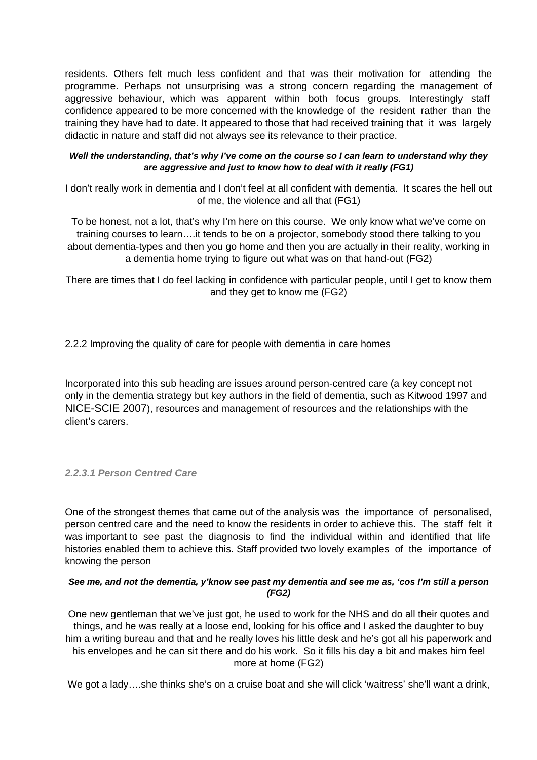residents. Others felt much less confident and that was their motivation for attending the programme. Perhaps not unsurprising was a strong concern regarding the management of aggressive behaviour, which was apparent within both focus groups. Interestingly staff confidence appeared to be more concerned with the knowledge of the resident rather than the training they have had to date. It appeared to those that had received training that it was largely didactic in nature and staff did not always see its relevance to their practice.

***Well the understanding, that's why I've come on the course so I can learn to understand why they are aggressive and just to know how to deal with it really (FG1)***

I don't really work in dementia and I don't feel at all confident with dementia. It scares the hell out of me, the violence and all that (FG1)

To be honest, not a lot, that's why I'm here on this course. We only know what we've come on training courses to learn….it tends to be on a projector, somebody stood there talking to you about dementia-types and then you go home and then you are actually in their reality, working in a dementia home trying to figure out what was on that hand-out (FG2)

There are times that I do feel lacking in confidence with particular people, until I get to know them and they get to know me (FG2)

2.2.2 Improving the quality of care for people with dementia in care homes

Incorporated into this sub heading are issues around person-centred care (a key concept not only in the dementia strategy but key authors in the field of dementia, such as Kitwood 1997 and NICE-SCIE 2007), resources and management of resources and the relationships with the client's carers.

#### *2.2.3.1 Person Centred Care*

One of the strongest themes that came out of the analysis was the importance of personalised, person centred care and the need to know the residents in order to achieve this. The staff felt it was important to see past the diagnosis to find the individual within and identified that life histories enabled them to achieve this. Staff provided two lovely examples of the importance of knowing the person

***See me, and not the dementia, y'know see past my dementia and see me as, 'cos I'm still a person (FG2)***

One new gentleman that we've just got, he used to work for the NHS and do all their quotes and things, and he was really at a loose end, looking for his office and I asked the daughter to buy him a writing bureau and that and he really loves his little desk and he's got all his paperwork and his envelopes and he can sit there and do his work. So it fills his day a bit and makes him feel more at home (FG2)

We got a lady….she thinks she's on a cruise boat and she will click 'waitress' she'll want a drink,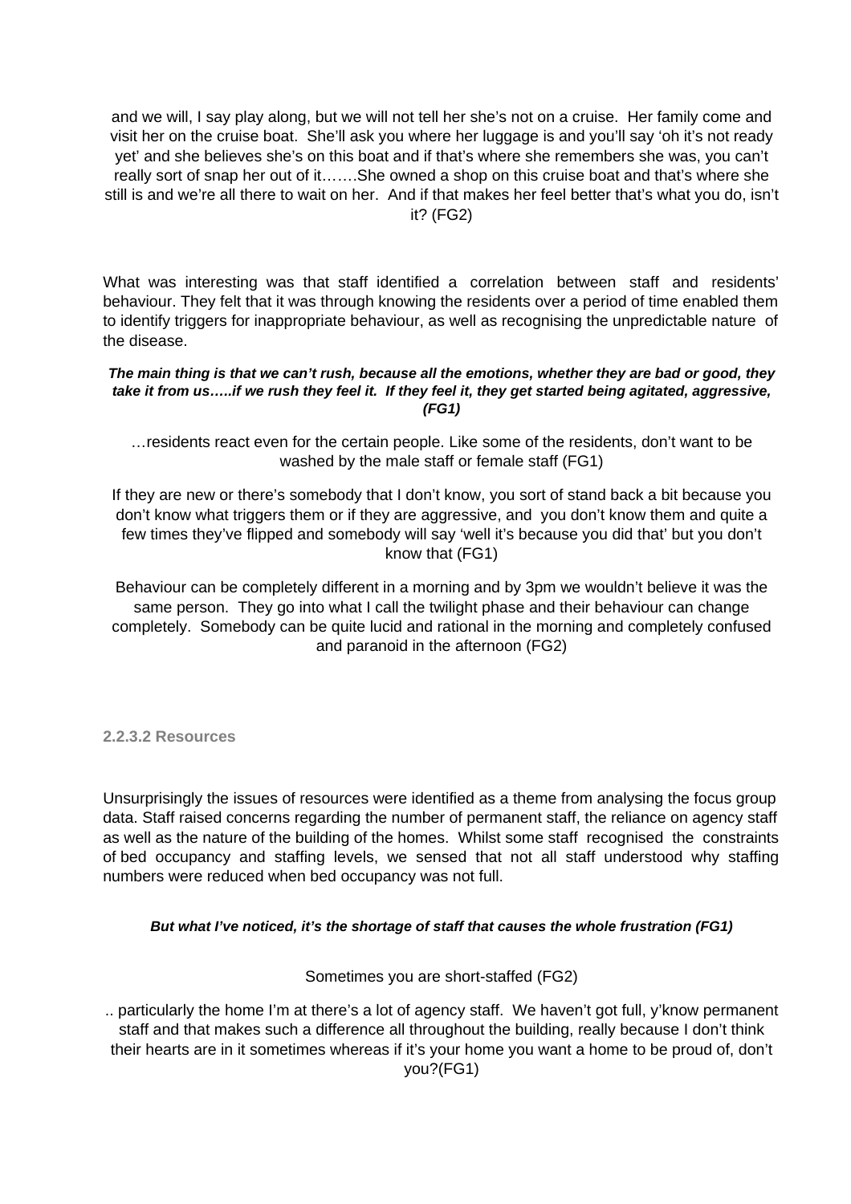and we will, I say play along, but we will not tell her she's not on a cruise. Her family come and visit her on the cruise boat. She'll ask you where her luggage is and you'll say 'oh it's not ready yet' and she believes she's on this boat and if that's where she remembers she was, you can't really sort of snap her out of it…….She owned a shop on this cruise boat and that's where she still is and we're all there to wait on her. And if that makes her feel better that's what you do, isn't it? (FG2)

What was interesting was that staff identified a correlation between staff and residents' behaviour. They felt that it was through knowing the residents over a period of time enabled them to identify triggers for inappropriate behaviour, as well as recognising the unpredictable nature of the disease.

***The main thing is that we can't rush, because all the emotions, whether they are bad or good, they take it from us…..if we rush they feel it. If they feel it, they get started being agitated, aggressive, (FG1)***

…residents react even for the certain people. Like some of the residents, don't want to be washed by the male staff or female staff (FG1)

If they are new or there's somebody that I don't know, you sort of stand back a bit because you don't know what triggers them or if they are aggressive, and you don't know them and quite a few times they've flipped and somebody will say 'well it's because you did that' but you don't know that (FG1)

Behaviour can be completely different in a morning and by 3pm we wouldn't believe it was the same person. They go into what I call the twilight phase and their behaviour can change completely. Somebody can be quite lucid and rational in the morning and completely confused and paranoid in the afternoon (FG2)

#### 2.2.3.2 Resources

Unsurprisingly the issues of resources were identified as a theme from analysing the focus group data. Staff raised concerns regarding the number of permanent staff, the reliance on agency staff as well as the nature of the building of the homes. Whilst some staff recognised the constraints of bed occupancy and staffing levels, we sensed that not all staff understood why staffing numbers were reduced when bed occupancy was not full.

***But what I've noticed, it's the shortage of staff that causes the whole frustration (FG1)***

Sometimes you are short-staffed (FG2)

.. particularly the home I'm at there's a lot of agency staff. We haven't got full, y'know permanent staff and that makes such a difference all throughout the building, really because I don't think their hearts are in it sometimes whereas if it's your home you want a home to be proud of, don't you?(FG1)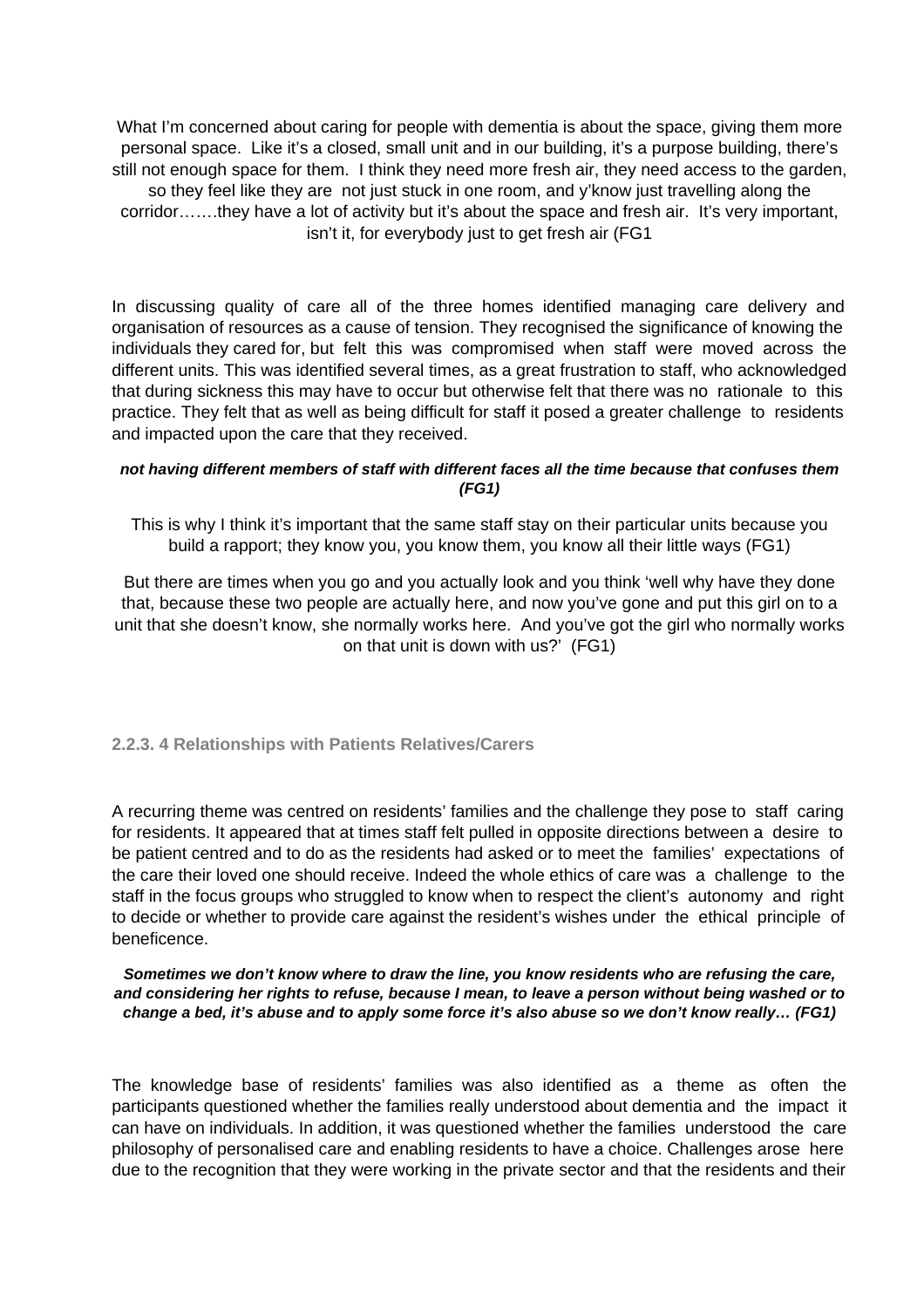What I'm concerned about caring for people with dementia is about the space, giving them more personal space. Like it's a closed, small unit and in our building, it's a purpose building, there's still not enough space for them. I think they need more fresh air, they need access to the garden, so they feel like they are not just stuck in one room, and y'know just travelling along the corridor…….they have a lot of activity but it's about the space and fresh air. It's very important, isn't it, for everybody just to get fresh air (FG1

In discussing quality of care all of the three homes identified managing care delivery and organisation of resources as a cause of tension. They recognised the significance of knowing the individuals they cared for, but felt this was compromised when staff were moved across the different units. This was identified several times, as a great frustration to staff, who acknowledged that during sickness this may have to occur but otherwise felt that there was no rationale to this practice. They felt that as well as being difficult for staff it posed a greater challenge to residents and impacted upon the care that they received.

***not having different members of staff with different faces all the time because that confuses them (FG1)***

This is why I think it's important that the same staff stay on their particular units because you build a rapport; they know you, you know them, you know all their little ways (FG1)

But there are times when you go and you actually look and you think 'well why have they done that, because these two people are actually here, and now you've gone and put this girl on to a unit that she doesn't know, she normally works here. And you've got the girl who normally works on that unit is down with us?' (FG1)

#### 2.2.3. 4 Relationships with Patients Relatives/Carers

A recurring theme was centred on residents' families and the challenge they pose to staff caring for residents. It appeared that at times staff felt pulled in opposite directions between a desire to be patient centred and to do as the residents had asked or to meet the families' expectations of the care their loved one should receive. Indeed the whole ethics of care was a challenge to the staff in the focus groups who struggled to know when to respect the client's autonomy and right to decide or whether to provide care against the resident's wishes under the ethical principle of beneficence.

***Sometimes we don't know where to draw the line, you know residents who are refusing the care, and considering her rights to refuse, because I mean, to leave a person without being washed or to change a bed, it's abuse and to apply some force it's also abuse so we don't know really… (FG1)***

The knowledge base of residents' families was also identified as a theme as often the participants questioned whether the families really understood about dementia and the impact it can have on individuals. In addition, it was questioned whether the families understood the care philosophy of personalised care and enabling residents to have a choice. Challenges arose here due to the recognition that they were working in the private sector and that the residents and their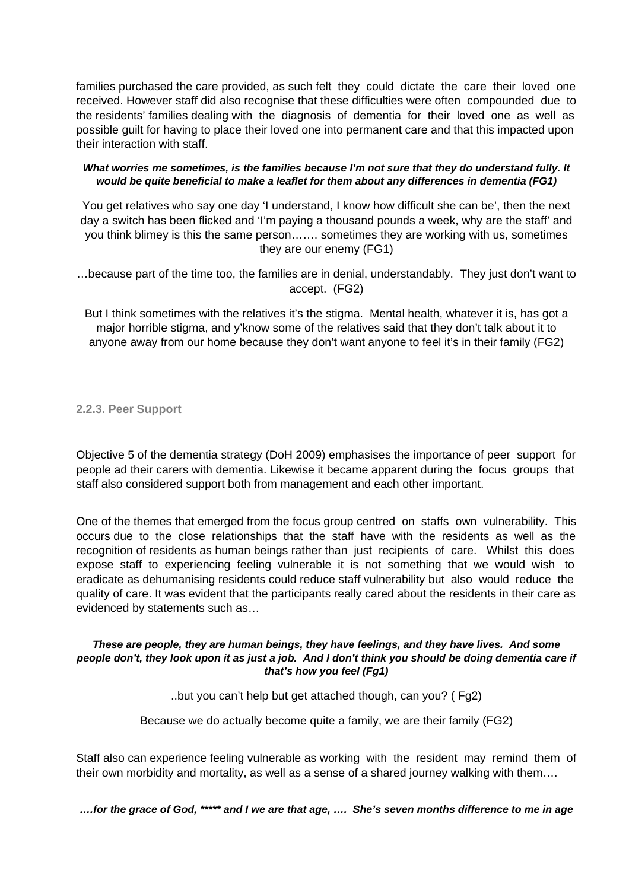families purchased the care provided, as such felt they could dictate the care their loved one received. However staff did also recognise that these difficulties were often compounded due to the residents' families dealing with the diagnosis of dementia for their loved one as well as possible guilt for having to place their loved one into permanent care and that this impacted upon their interaction with staff.

***What worries me sometimes, is the families because I'm not sure that they do understand fully. It would be quite beneficial to make a leaflet for them about any differences in dementia (FG1)***

You get relatives who say one day 'I understand, I know how difficult she can be', then the next day a switch has been flicked and 'I'm paying a thousand pounds a week, why are the staff' and you think blimey is this the same person……. sometimes they are working with us, sometimes they are our enemy (FG1)

…because part of the time too, the families are in denial, understandably. They just don't want to accept. (FG2)

But I think sometimes with the relatives it's the stigma. Mental health, whatever it is, has got a major horrible stigma, and y'know some of the relatives said that they don't talk about it to anyone away from our home because they don't want anyone to feel it's in their family (FG2)

#### 2.2.3. Peer Support

Objective 5 of the dementia strategy (DoH 2009) emphasises the importance of peer support for people ad their carers with dementia. Likewise it became apparent during the focus groups that staff also considered support both from management and each other important.

One of the themes that emerged from the focus group centred on staffs own vulnerability. This occurs due to the close relationships that the staff have with the residents as well as the recognition of residents as human beings rather than just recipients of care. Whilst this does expose staff to experiencing feeling vulnerable it is not something that we would wish to eradicate as dehumanising residents could reduce staff vulnerability but also would reduce the quality of care. It was evident that the participants really cared about the residents in their care as evidenced by statements such as…

***These are people, they are human beings, they have feelings, and they have lives. And some people don't, they look upon it as just a job. And I don't think you should be doing dementia care if that's how you feel (Fg1)***

..but you can't help but get attached though, can you? ( Fg2)

Because we do actually become quite a family, we are their family (FG2)

Staff also can experience feeling vulnerable as working with the resident may remind them of their own morbidity and mortality, as well as a sense of a shared journey walking with them….

***….for the grace of God, ***** and I we are that age, …. She's seven months difference to me in age***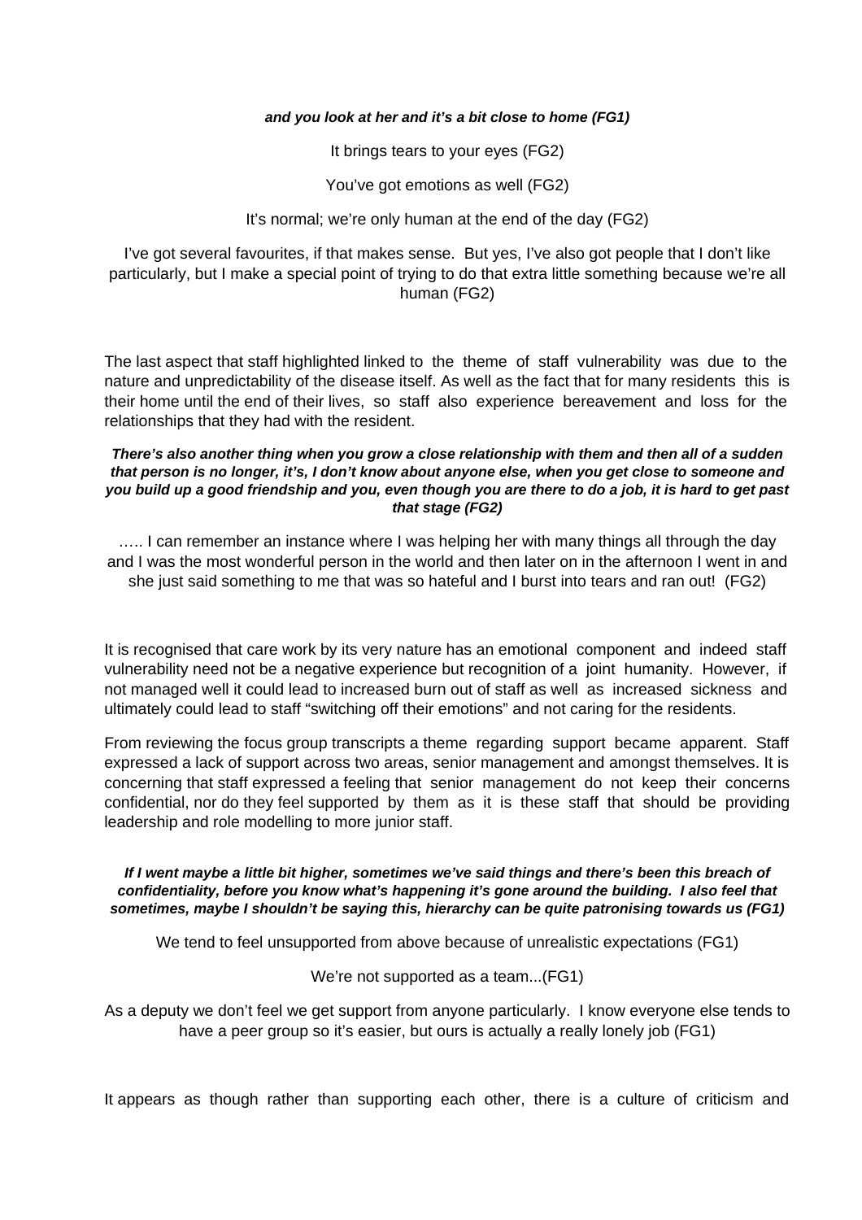***and you look at her and it's a bit close to home (FG1)***

It brings tears to your eyes (FG2)

You've got emotions as well (FG2)

It's normal; we're only human at the end of the day (FG2)

I've got several favourites, if that makes sense. But yes, I've also got people that I don't like particularly, but I make a special point of trying to do that extra little something because we're all human (FG2)

The last aspect that staff highlighted linked to the theme of staff vulnerability was due to the nature and unpredictability of the disease itself. As well as the fact that for many residents this is their home until the end of their lives, so staff also experience bereavement and loss for the relationships that they had with the resident.

***There's also another thing when you grow a close relationship with them and then all of a sudden that person is no longer, it's, I don't know about anyone else, when you get close to someone and you build up a good friendship and you, even though you are there to do a job, it is hard to get past that stage (FG2)***

….. I can remember an instance where I was helping her with many things all through the day and I was the most wonderful person in the world and then later on in the afternoon I went in and she just said something to me that was so hateful and I burst into tears and ran out! (FG2)

It is recognised that care work by its very nature has an emotional component and indeed staff vulnerability need not be a negative experience but recognition of a joint humanity. However, if not managed well it could lead to increased burn out of staff as well as increased sickness and ultimately could lead to staff "switching off their emotions" and not caring for the residents.

From reviewing the focus group transcripts a theme regarding support became apparent. Staff expressed a lack of support across two areas, senior management and amongst themselves. It is concerning that staff expressed a feeling that senior management do not keep their concerns confidential, nor do they feel supported by them as it is these staff that should be providing leadership and role modelling to more junior staff.

***If I went maybe a little bit higher, sometimes we've said things and there's been this breach of confidentiality, before you know what's happening it's gone around the building. I also feel that sometimes, maybe I shouldn't be saying this, hierarchy can be quite patronising towards us (FG1)***

We tend to feel unsupported from above because of unrealistic expectations (FG1)

We're not supported as a team...(FG1)

As a deputy we don't feel we get support from anyone particularly. I know everyone else tends to have a peer group so it's easier, but ours is actually a really lonely job (FG1)

It appears as though rather than supporting each other, there is a culture of criticism and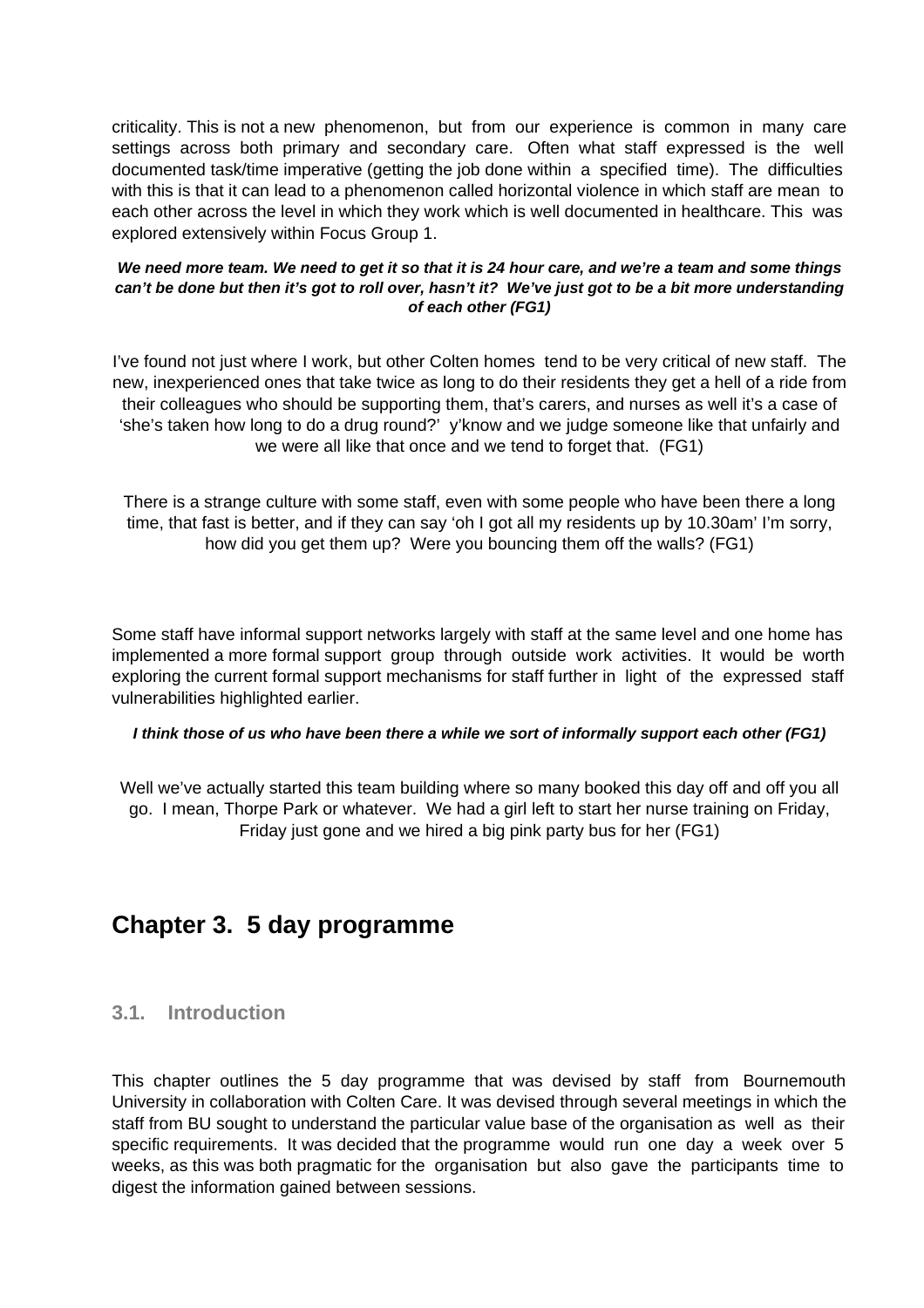criticality. This is not a new phenomenon, but from our experience is common in many care settings across both primary and secondary care. Often what staff expressed is the well documented task/time imperative (getting the job done within a specified time). The difficulties with this is that it can lead to a phenomenon called horizontal violence in which staff are mean to each other across the level in which they work which is well documented in healthcare. This was explored extensively within Focus Group 1.

***We need more team. We need to get it so that it is 24 hour care, and we're a team and some things can't be done but then it's got to roll over, hasn't it? We've just got to be a bit more understanding of each other (FG1)***

I've found not just where I work, but other Colten homes tend to be very critical of new staff. The new, inexperienced ones that take twice as long to do their residents they get a hell of a ride from their colleagues who should be supporting them, that's carers, and nurses as well it's a case of 'she's taken how long to do a drug round?' y'know and we judge someone like that unfairly and we were all like that once and we tend to forget that. (FG1)

There is a strange culture with some staff, even with some people who have been there a long time, that fast is better, and if they can say 'oh I got all my residents up by 10.30am' I'm sorry, how did you get them up? Were you bouncing them off the walls? (FG1)

Some staff have informal support networks largely with staff at the same level and one home has implemented a more formal support group through outside work activities. It would be worth exploring the current formal support mechanisms for staff further in light of the expressed staff vulnerabilities highlighted earlier.

***I think those of us who have been there a while we sort of informally support each other (FG1)***

Well we've actually started this team building where so many booked this day off and off you all go. I mean, Thorpe Park or whatever. We had a girl left to start her nurse training on Friday, Friday just gone and we hired a big pink party bus for her (FG1)

# Chapter 3. 5 day programme

## 3.1. Introduction

This chapter outlines the 5 day programme that was devised by staff from Bournemouth University in collaboration with Colten Care. It was devised through several meetings in which the staff from BU sought to understand the particular value base of the organisation as well as their specific requirements. It was decided that the programme would run one day a week over 5 weeks, as this was both pragmatic for the organisation but also gave the participants time to digest the information gained between sessions.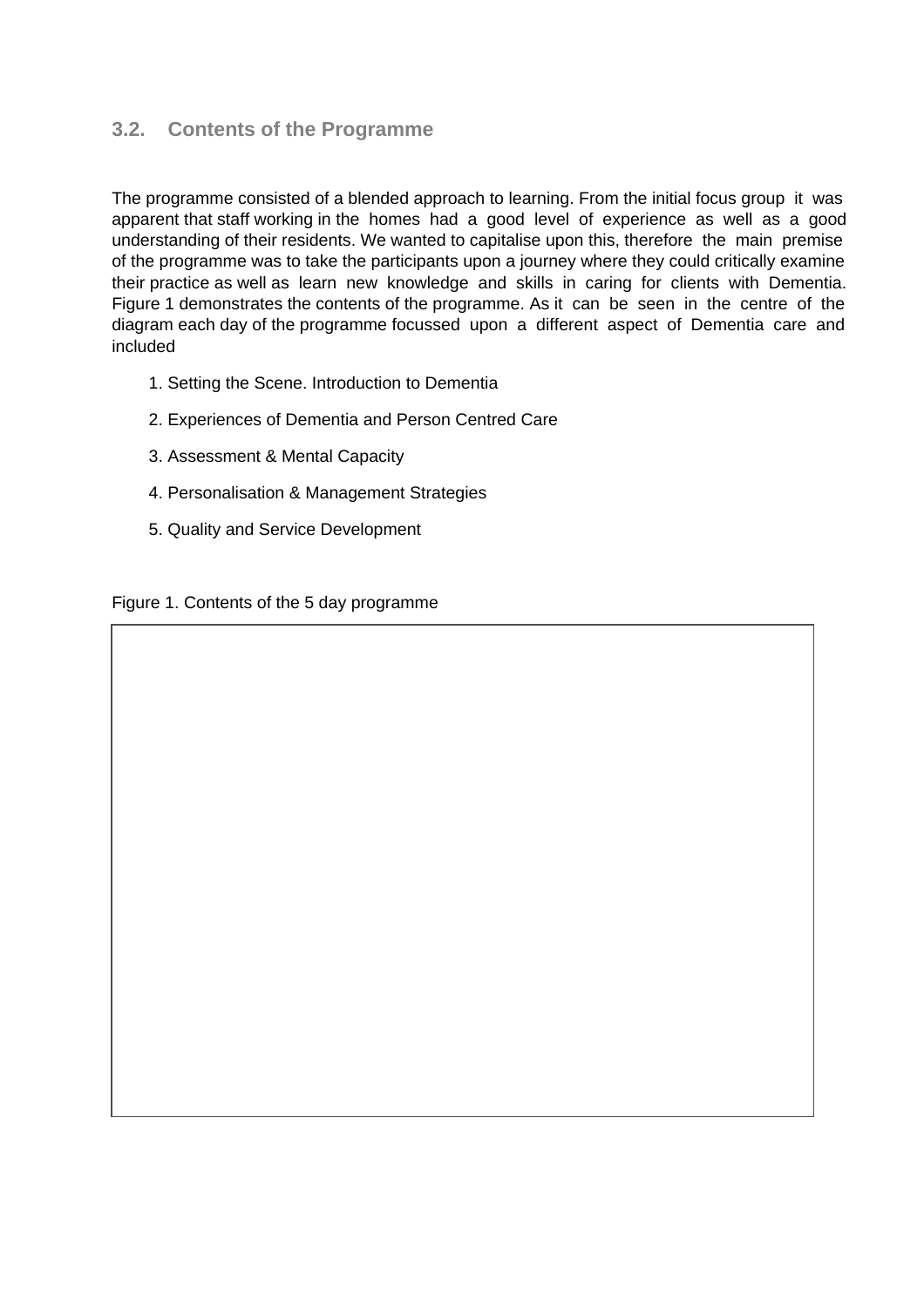### 3.2. Contents of the Programme

The programme consisted of a blended approach to learning. From the initial focus group it was apparent that staff working in the homes had a good level of experience as well as a good understanding of their residents. We wanted to capitalise upon this, therefore the main premise of the programme was to take the participants upon a journey where they could critically examine their practice as well as learn new knowledge and skills in caring for clients with Dementia. Figure 1 demonstrates the contents of the programme. As it can be seen in the centre of the diagram each day of the programme focussed upon a different aspect of Dementia care and included

1. Setting the Scene. Introduction to Dementia
2. Experiences of Dementia and Person Centred Care
3. Assessment & Mental Capacity
4. Personalisation & Management Strategies
5. Quality and Service Development

Figure 1. Contents of the 5 day programme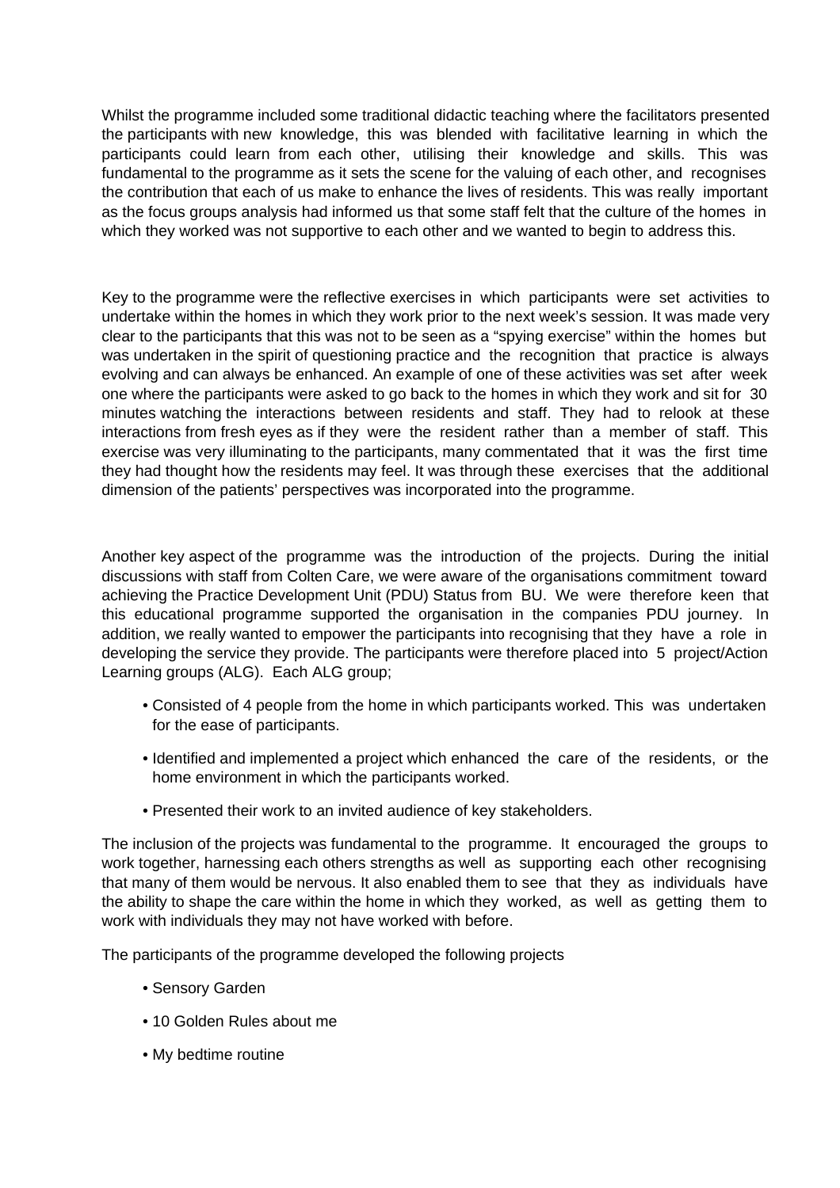Whilst the programme included some traditional didactic teaching where the facilitators presented the participants with new knowledge, this was blended with facilitative learning in which the participants could learn from each other, utilising their knowledge and skills. This was fundamental to the programme as it sets the scene for the valuing of each other, and recognises the contribution that each of us make to enhance the lives of residents. This was really important as the focus groups analysis had informed us that some staff felt that the culture of the homes in which they worked was not supportive to each other and we wanted to begin to address this.

Key to the programme were the reflective exercises in which participants were set activities to undertake within the homes in which they work prior to the next week's session. It was made very clear to the participants that this was not to be seen as a "spying exercise" within the homes but was undertaken in the spirit of questioning practice and the recognition that practice is always evolving and can always be enhanced. An example of one of these activities was set after week one where the participants were asked to go back to the homes in which they work and sit for 30 minutes watching the interactions between residents and staff. They had to relook at these interactions from fresh eyes as if they were the resident rather than a member of staff. This exercise was very illuminating to the participants, many commentated that it was the first time they had thought how the residents may feel. It was through these exercises that the additional dimension of the patients' perspectives was incorporated into the programme.

Another key aspect of the programme was the introduction of the projects. During the initial discussions with staff from Colten Care, we were aware of the organisations commitment toward achieving the Practice Development Unit (PDU) Status from BU. We were therefore keen that this educational programme supported the organisation in the companies PDU journey. In addition, we really wanted to empower the participants into recognising that they have a role in developing the service they provide. The participants were therefore placed into 5 project/Action Learning groups (ALG). Each ALG group;

- Consisted of 4 people from the home in which participants worked. This was undertaken for the ease of participants.
- Identified and implemented a project which enhanced the care of the residents, or the home environment in which the participants worked.
- Presented their work to an invited audience of key stakeholders.

The inclusion of the projects was fundamental to the programme. It encouraged the groups to work together, harnessing each others strengths as well as supporting each other recognising that many of them would be nervous. It also enabled them to see that they as individuals have the ability to shape the care within the home in which they worked, as well as getting them to work with individuals they may not have worked with before.

The participants of the programme developed the following projects

- Sensory Garden
- 10 Golden Rules about me
- My bedtime routine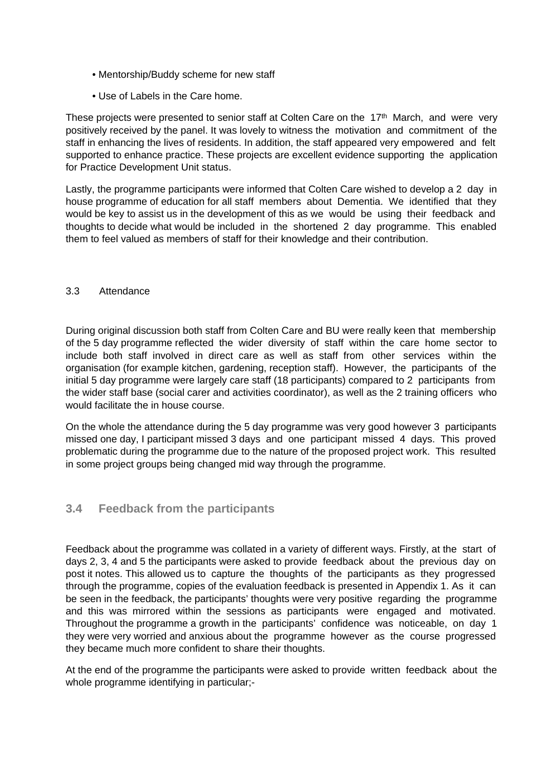- Mentorship/Buddy scheme for new staff
- Use of Labels in the Care home.

These projects were presented to senior staff at Colten Care on the 17th March, and were very positively received by the panel. It was lovely to witness the motivation and commitment of the staff in enhancing the lives of residents. In addition, the staff appeared very empowered and felt supported to enhance practice. These projects are excellent evidence supporting the application for Practice Development Unit status.

Lastly, the programme participants were informed that Colten Care wished to develop a 2 day in house programme of education for all staff members about Dementia. We identified that they would be key to assist us in the development of this as we would be using their feedback and thoughts to decide what would be included in the shortened 2 day programme. This enabled them to feel valued as members of staff for their knowledge and their contribution.

3.3 Attendance

During original discussion both staff from Colten Care and BU were really keen that membership of the 5 day programme reflected the wider diversity of staff within the care home sector to include both staff involved in direct care as well as staff from other services within the organisation (for example kitchen, gardening, reception staff). However, the participants of the initial 5 day programme were largely care staff (18 participants) compared to 2 participants from the wider staff base (social carer and activities coordinator), as well as the 2 training officers who would facilitate the in house course.

On the whole the attendance during the 5 day programme was very good however 3 participants missed one day, I participant missed 3 days and one participant missed 4 days. This proved problematic during the programme due to the nature of the proposed project work. This resulted in some project groups being changed mid way through the programme.

## 3.4 Feedback from the participants

Feedback about the programme was collated in a variety of different ways. Firstly, at the start of days 2, 3, 4 and 5 the participants were asked to provide feedback about the previous day on post it notes. This allowed us to capture the thoughts of the participants as they progressed through the programme, copies of the evaluation feedback is presented in Appendix 1. As it can be seen in the feedback, the participants' thoughts were very positive regarding the programme and this was mirrored within the sessions as participants were engaged and motivated. Throughout the programme a growth in the participants' confidence was noticeable, on day 1 they were very worried and anxious about the programme however as the course progressed they became much more confident to share their thoughts.

At the end of the programme the participants were asked to provide written feedback about the whole programme identifying in particular;-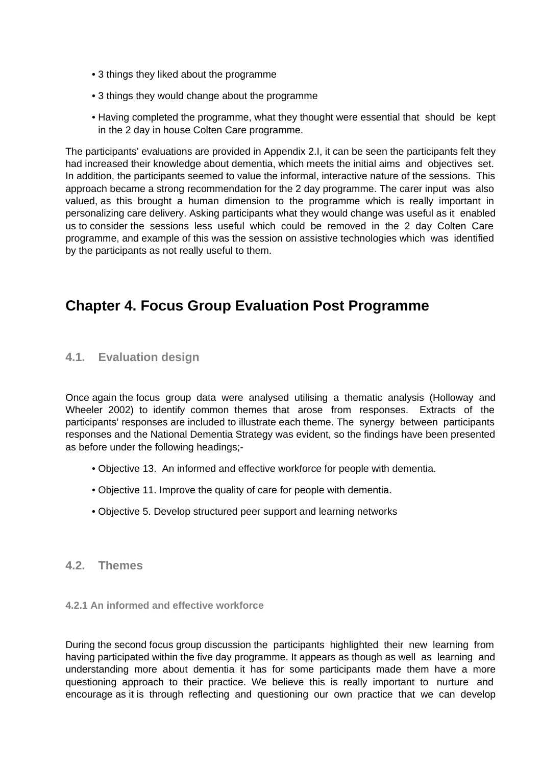- 3 things they liked about the programme
- 3 things they would change about the programme
- Having completed the programme, what they thought were essential that should be kept in the 2 day in house Colten Care programme.

The participants' evaluations are provided in Appendix 2.I, it can be seen the participants felt they had increased their knowledge about dementia, which meets the initial aims and objectives set. In addition, the participants seemed to value the informal, interactive nature of the sessions. This approach became a strong recommendation for the 2 day programme. The carer input was also valued, as this brought a human dimension to the programme which is really important in personalizing care delivery. Asking participants what they would change was useful as it enabled us to consider the sessions less useful which could be removed in the 2 day Colten Care programme, and example of this was the session on assistive technologies which was identified by the participants as not really useful to them.

# Chapter 4. Focus Group Evaluation Post Programme

## 4.1. Evaluation design

Once again the focus group data were analysed utilising a thematic analysis (Holloway and Wheeler 2002) to identify common themes that arose from responses. Extracts of the participants' responses are included to illustrate each theme. The synergy between participants responses and the National Dementia Strategy was evident, so the findings have been presented as before under the following headings;-

- Objective 13. An informed and effective workforce for people with dementia.
- Objective 11. Improve the quality of care for people with dementia.
- Objective 5. Develop structured peer support and learning networks

## 4.2. Themes

### 4.2.1 An informed and effective workforce

During the second focus group discussion the participants highlighted their new learning from having participated within the five day programme. It appears as though as well as learning and understanding more about dementia it has for some participants made them have a more questioning approach to their practice. We believe this is really important to nurture and encourage as it is through reflecting and questioning our own practice that we can develop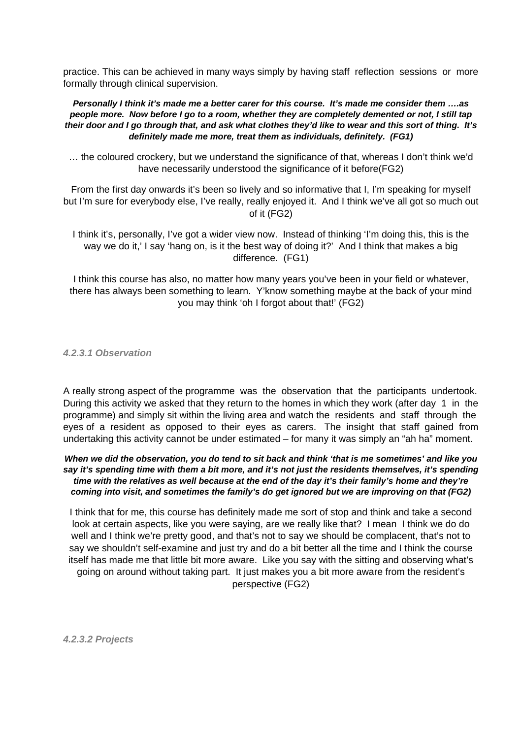practice. This can be achieved in many ways simply by having staff reflection sessions or more formally through clinical supervision.

***Personally I think it's made me a better carer for this course. It's made me consider them ….as people more. Now before I go to a room, whether they are completely demented or not, I still tap their door and I go through that, and ask what clothes they'd like to wear and this sort of thing. It's definitely made me more, treat them as individuals, definitely. (FG1)***

… the coloured crockery, but we understand the significance of that, whereas I don't think we'd have necessarily understood the significance of it before(FG2)

From the first day onwards it's been so lively and so informative that I, I'm speaking for myself but I'm sure for everybody else, I've really, really enjoyed it. And I think we've all got so much out of it (FG2)

I think it's, personally, I've got a wider view now. Instead of thinking 'I'm doing this, this is the way we do it,' I say 'hang on, is it the best way of doing it?' And I think that makes a big difference. (FG1)

I think this course has also, no matter how many years you've been in your field or whatever, there has always been something to learn. Y'know something maybe at the back of your mind you may think 'oh I forgot about that!' (FG2)

#### 4.2.3.1 Observation

A really strong aspect of the programme was the observation that the participants undertook. During this activity we asked that they return to the homes in which they work (after day 1 in the programme) and simply sit within the living area and watch the residents and staff through the eyes of a resident as opposed to their eyes as carers. The insight that staff gained from undertaking this activity cannot be under estimated – for many it was simply an "ah ha" moment.

***When we did the observation, you do tend to sit back and think 'that is me sometimes' and like you say it's spending time with them a bit more, and it's not just the residents themselves, it's spending time with the relatives as well because at the end of the day it's their family's home and they're coming into visit, and sometimes the family's do get ignored but we are improving on that (FG2)***

I think that for me, this course has definitely made me sort of stop and think and take a second look at certain aspects, like you were saying, are we really like that? I mean I think we do do well and I think we're pretty good, and that's not to say we should be complacent, that's not to say we shouldn't self-examine and just try and do a bit better all the time and I think the course itself has made me that little bit more aware. Like you say with the sitting and observing what's going on around without taking part. It just makes you a bit more aware from the resident's perspective (FG2)

#### 4.2.3.2 Projects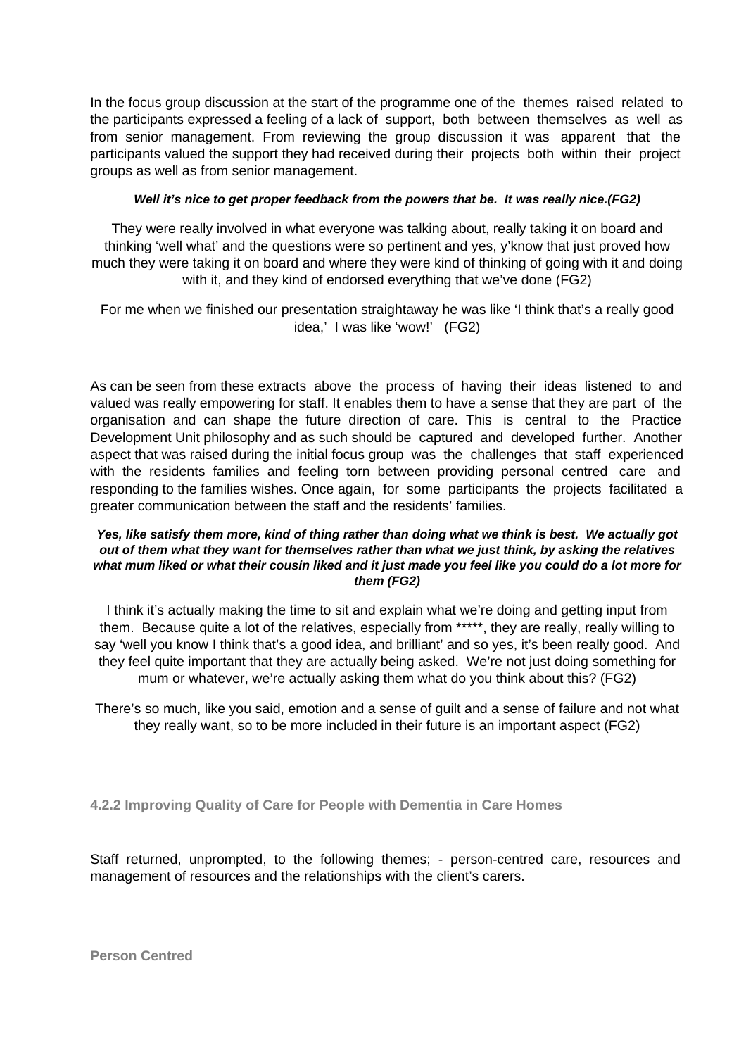In the focus group discussion at the start of the programme one of the themes raised related to the participants expressed a feeling of a lack of support, both between themselves as well as from senior management. From reviewing the group discussion it was apparent that the participants valued the support they had received during their projects both within their project groups as well as from senior management.

***Well it's nice to get proper feedback from the powers that be. It was really nice.(FG2)***

They were really involved in what everyone was talking about, really taking it on board and thinking 'well what' and the questions were so pertinent and yes, y'know that just proved how much they were taking it on board and where they were kind of thinking of going with it and doing with it, and they kind of endorsed everything that we've done (FG2)

For me when we finished our presentation straightaway he was like 'I think that's a really good idea,' I was like 'wow!' (FG2)

As can be seen from these extracts above the process of having their ideas listened to and valued was really empowering for staff. It enables them to have a sense that they are part of the organisation and can shape the future direction of care. This is central to the Practice Development Unit philosophy and as such should be captured and developed further. Another aspect that was raised during the initial focus group was the challenges that staff experienced with the residents families and feeling torn between providing personal centred care and responding to the families wishes. Once again, for some participants the projects facilitated a greater communication between the staff and the residents' families.

***Yes, like satisfy them more, kind of thing rather than doing what we think is best. We actually got out of them what they want for themselves rather than what we just think, by asking the relatives what mum liked or what their cousin liked and it just made you feel like you could do a lot more for them (FG2)***

I think it's actually making the time to sit and explain what we're doing and getting input from them. Because quite a lot of the relatives, especially from *****, they are really, really willing to say 'well you know I think that's a good idea, and brilliant' and so yes, it's been really good. And they feel quite important that they are actually being asked. We're not just doing something for mum or whatever, we're actually asking them what do you think about this? (FG2)

There's so much, like you said, emotion and a sense of guilt and a sense of failure and not what they really want, so to be more included in their future is an important aspect (FG2)

### 4.2.2 Improving Quality of Care for People with Dementia in Care Homes

Staff returned, unprompted, to the following themes; - person-centred care, resources and management of resources and the relationships with the client's carers.

#### Person Centred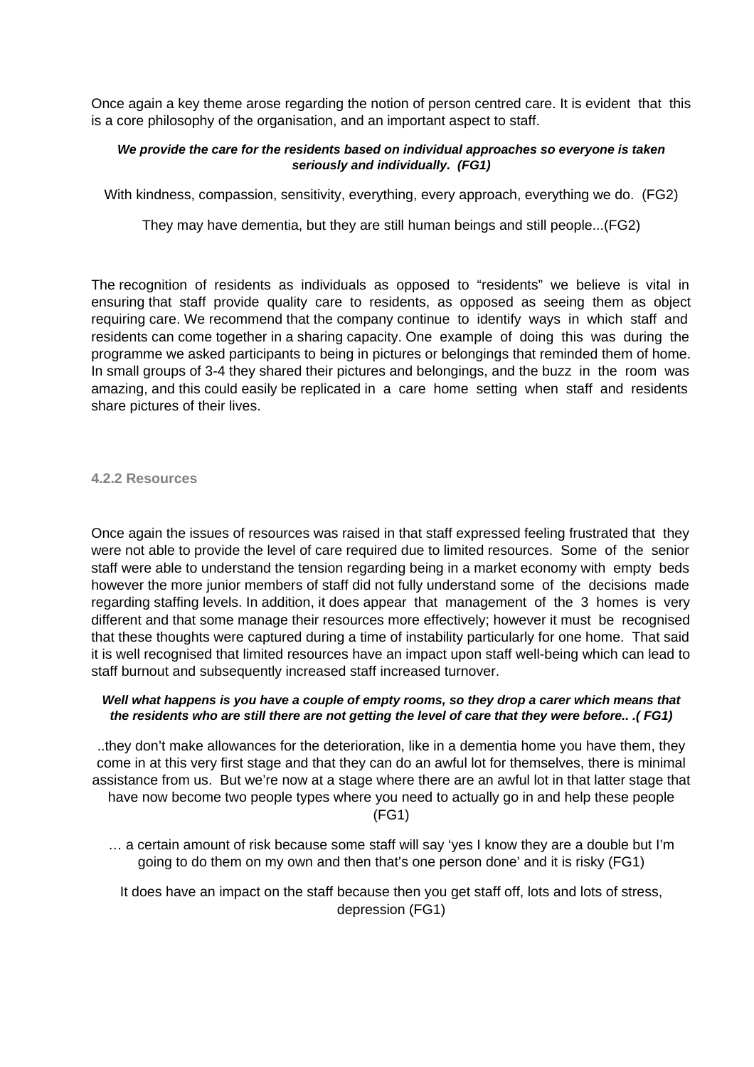Once again a key theme arose regarding the notion of person centred care. It is evident that this is a core philosophy of the organisation, and an important aspect to staff.

> ***We provide the care for the residents based on individual approaches so everyone is taken seriously and individually. (FG1)***
>
> With kindness, compassion, sensitivity, everything, every approach, everything we do. (FG2)
>
> They may have dementia, but they are still human beings and still people...(FG2)

The recognition of residents as individuals as opposed to "residents" we believe is vital in ensuring that staff provide quality care to residents, as opposed as seeing them as object requiring care. We recommend that the company continue to identify ways in which staff and residents can come together in a sharing capacity. One example of doing this was during the programme we asked participants to being in pictures or belongings that reminded them of home. In small groups of 3-4 they shared their pictures and belongings, and the buzz in the room was amazing, and this could easily be replicated in a care home setting when staff and residents share pictures of their lives.

#### 4.2.2 Resources

Once again the issues of resources was raised in that staff expressed feeling frustrated that they were not able to provide the level of care required due to limited resources. Some of the senior staff were able to understand the tension regarding being in a market economy with empty beds however the more junior members of staff did not fully understand some of the decisions made regarding staffing levels. In addition, it does appear that management of the 3 homes is very different and that some manage their resources more effectively; however it must be recognised that these thoughts were captured during a time of instability particularly for one home. That said it is well recognised that limited resources have an impact upon staff well-being which can lead to staff burnout and subsequently increased staff increased turnover.

> ***Well what happens is you have a couple of empty rooms, so they drop a carer which means that the residents who are still there are not getting the level of care that they were before.. .( FG1)***
>
> ..they don't make allowances for the deterioration, like in a dementia home you have them, they come in at this very first stage and that they can do an awful lot for themselves, there is minimal assistance from us. But we're now at a stage where there are an awful lot in that latter stage that have now become two people types where you need to actually go in and help these people (FG1)
>
> … a certain amount of risk because some staff will say 'yes I know they are a double but I'm going to do them on my own and then that's one person done' and it is risky (FG1)
>
> It does have an impact on the staff because then you get staff off, lots and lots of stress, depression (FG1)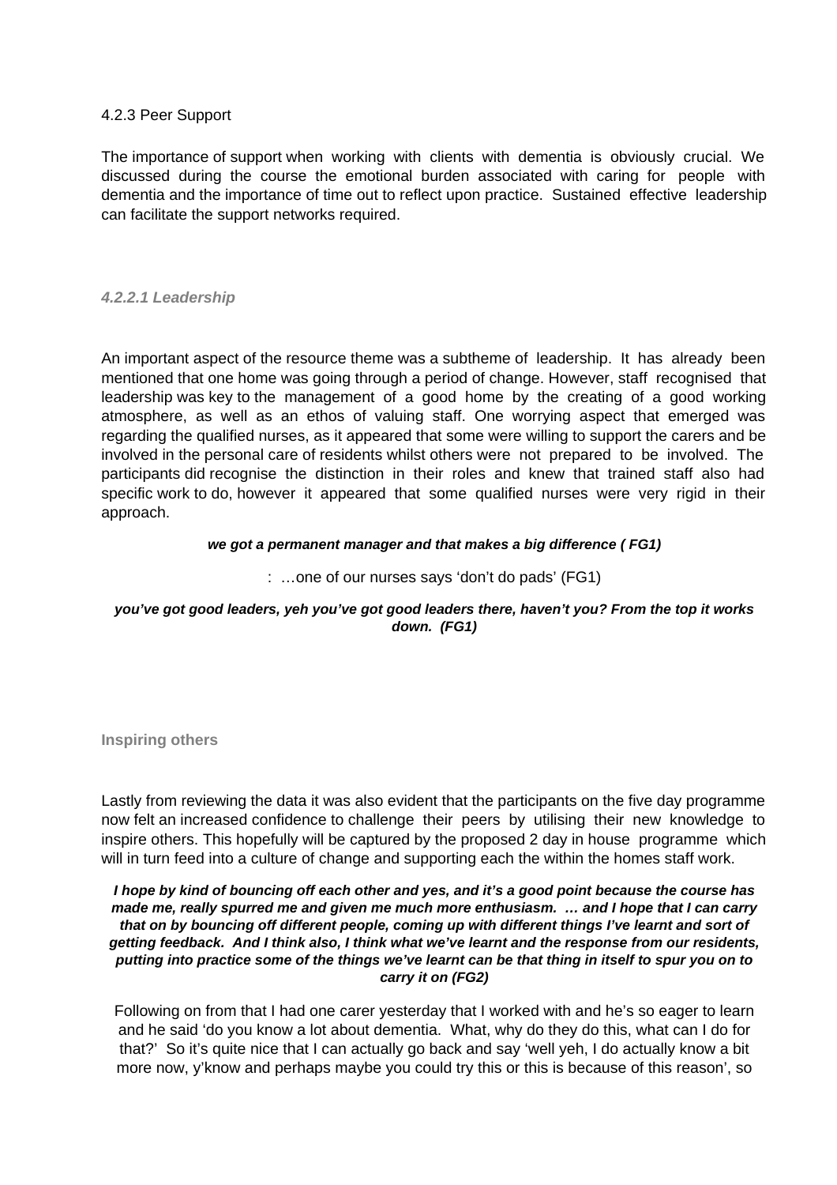### 4.2.3 Peer Support

The importance of support when working with clients with dementia is obviously crucial. We discussed during the course the emotional burden associated with caring for people with dementia and the importance of time out to reflect upon practice. Sustained effective leadership can facilitate the support networks required.

#### *4.2.2.1 Leadership*

An important aspect of the resource theme was a subtheme of leadership. It has already been mentioned that one home was going through a period of change. However, staff recognised that leadership was key to the management of a good home by the creating of a good working atmosphere, as well as an ethos of valuing staff. One worrying aspect that emerged was regarding the qualified nurses, as it appeared that some were willing to support the carers and be involved in the personal care of residents whilst others were not prepared to be involved. The participants did recognise the distinction in their roles and knew that trained staff also had specific work to do, however it appeared that some qualified nurses were very rigid in their approach.

***we got a permanent manager and that makes a big difference ( FG1)***

: …one of our nurses says 'don't do pads' (FG1)

***you've got good leaders, yeh you've got good leaders there, haven't you? From the top it works down. (FG1)***

#### **Inspiring others**

Lastly from reviewing the data it was also evident that the participants on the five day programme now felt an increased confidence to challenge their peers by utilising their new knowledge to inspire others. This hopefully will be captured by the proposed 2 day in house programme which will in turn feed into a culture of change and supporting each the within the homes staff work.

***I hope by kind of bouncing off each other and yes, and it's a good point because the course has made me, really spurred me and given me much more enthusiasm. … and I hope that I can carry that on by bouncing off different people, coming up with different things I've learnt and sort of getting feedback. And I think also, I think what we've learnt and the response from our residents, putting into practice some of the things we've learnt can be that thing in itself to spur you on to carry it on (FG2)***

Following on from that I had one carer yesterday that I worked with and he's so eager to learn and he said 'do you know a lot about dementia. What, why do they do this, what can I do for that?' So it's quite nice that I can actually go back and say 'well yeh, I do actually know a bit more now, y'know and perhaps maybe you could try this or this is because of this reason', so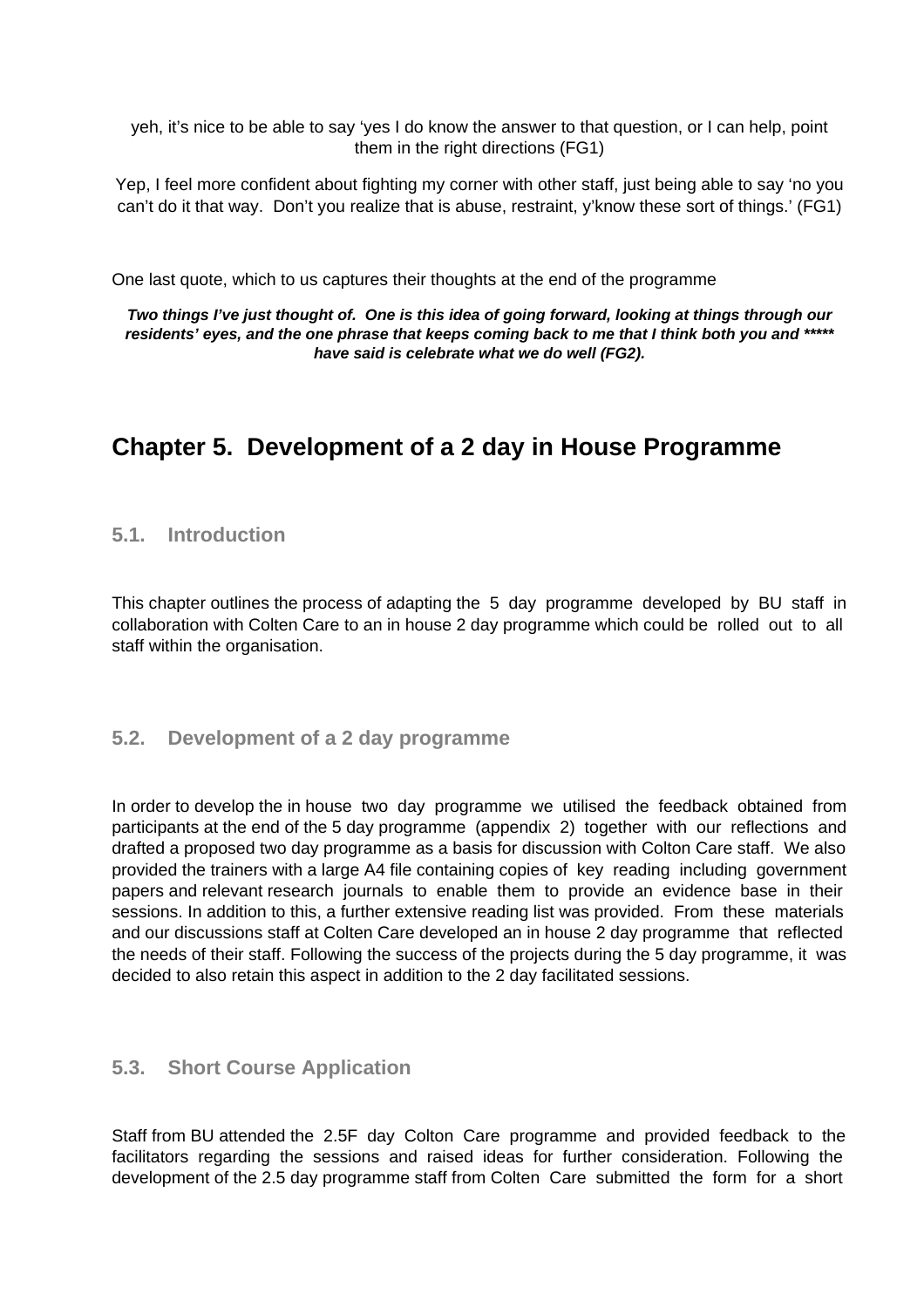yeh, it's nice to be able to say 'yes I do know the answer to that question, or I can help, point them in the right directions (FG1)

Yep, I feel more confident about fighting my corner with other staff, just being able to say 'no you can't do it that way. Don't you realize that is abuse, restraint, y'know these sort of things.' (FG1)

One last quote, which to us captures their thoughts at the end of the programme

***Two things I've just thought of. One is this idea of going forward, looking at things through our residents' eyes, and the one phrase that keeps coming back to me that I think both you and \*\*\*\*\* have said is celebrate what we do well (FG2).***

# Chapter 5. Development of a 2 day in House Programme

## 5.1. Introduction

This chapter outlines the process of adapting the 5 day programme developed by BU staff in collaboration with Colten Care to an in house 2 day programme which could be rolled out to all staff within the organisation.

## 5.2. Development of a 2 day programme

In order to develop the in house two day programme we utilised the feedback obtained from participants at the end of the 5 day programme (appendix 2) together with our reflections and drafted a proposed two day programme as a basis for discussion with Colton Care staff. We also provided the trainers with a large A4 file containing copies of key reading including government papers and relevant research journals to enable them to provide an evidence base in their sessions. In addition to this, a further extensive reading list was provided. From these materials and our discussions staff at Colten Care developed an in house 2 day programme that reflected the needs of their staff. Following the success of the projects during the 5 day programme, it was decided to also retain this aspect in addition to the 2 day facilitated sessions.

## 5.3. Short Course Application

Staff from BU attended the 2.5F day Colton Care programme and provided feedback to the facilitators regarding the sessions and raised ideas for further consideration. Following the development of the 2.5 day programme staff from Colten Care submitted the form for a short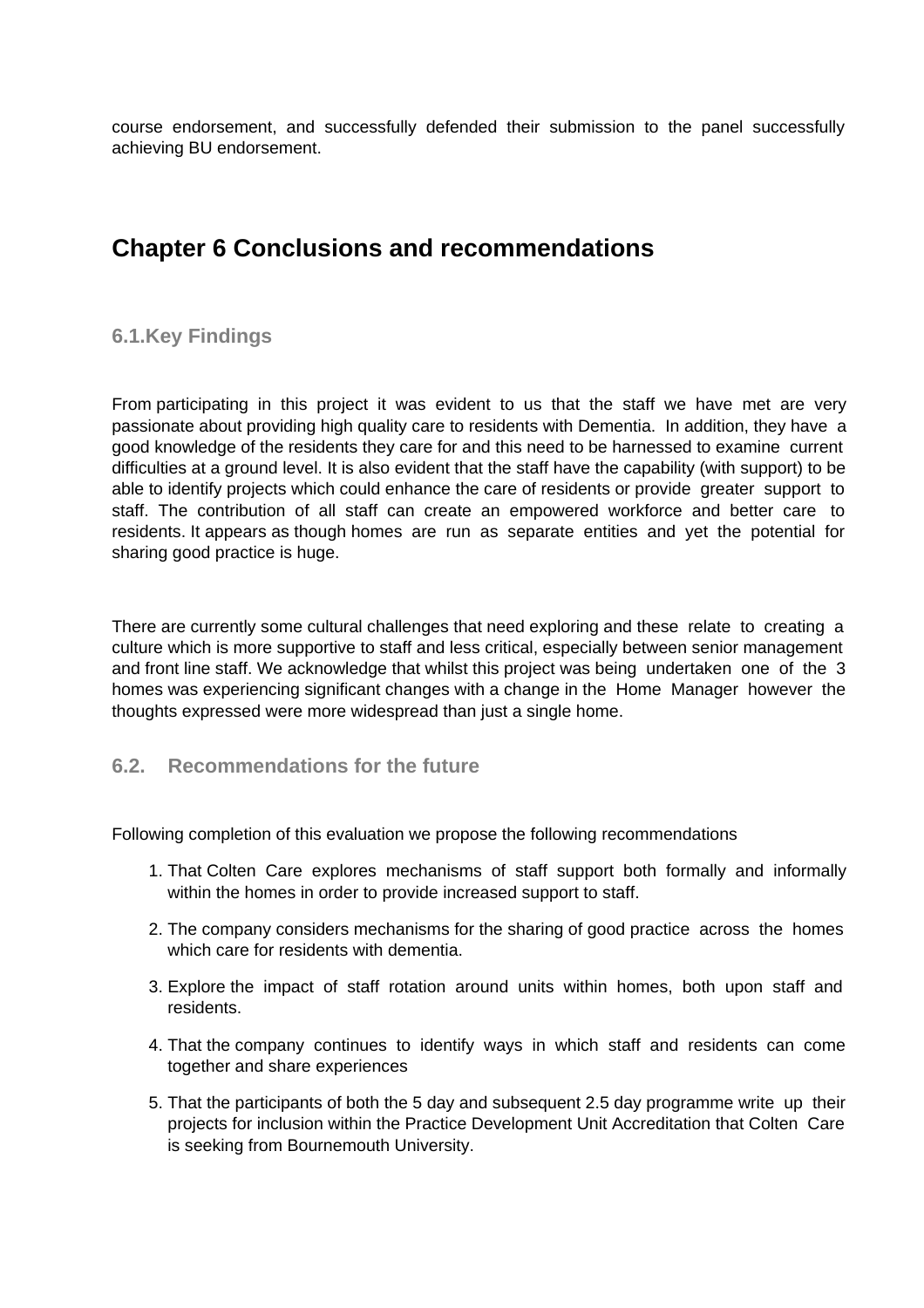course endorsement, and successfully defended their submission to the panel successfully achieving BU endorsement.

# Chapter 6 Conclusions and recommendations

## 6.1. Key Findings

From participating in this project it was evident to us that the staff we have met are very passionate about providing high quality care to residents with Dementia. In addition, they have a good knowledge of the residents they care for and this need to be harnessed to examine current difficulties at a ground level. It is also evident that the staff have the capability (with support) to be able to identify projects which could enhance the care of residents or provide greater support to staff. The contribution of all staff can create an empowered workforce and better care to residents. It appears as though homes are run as separate entities and yet the potential for sharing good practice is huge.

There are currently some cultural challenges that need exploring and these relate to creating a culture which is more supportive to staff and less critical, especially between senior management and front line staff. We acknowledge that whilst this project was being undertaken one of the 3 homes was experiencing significant changes with a change in the Home Manager however the thoughts expressed were more widespread than just a single home.

## 6.2. Recommendations for the future

Following completion of this evaluation we propose the following recommendations

1. That Colten Care explores mechanisms of staff support both formally and informally within the homes in order to provide increased support to staff.
2. The company considers mechanisms for the sharing of good practice across the homes which care for residents with dementia.
3. Explore the impact of staff rotation around units within homes, both upon staff and residents.
4. That the company continues to identify ways in which staff and residents can come together and share experiences
5. That the participants of both the 5 day and subsequent 2.5 day programme write up their projects for inclusion within the Practice Development Unit Accreditation that Colten Care is seeking from Bournemouth University.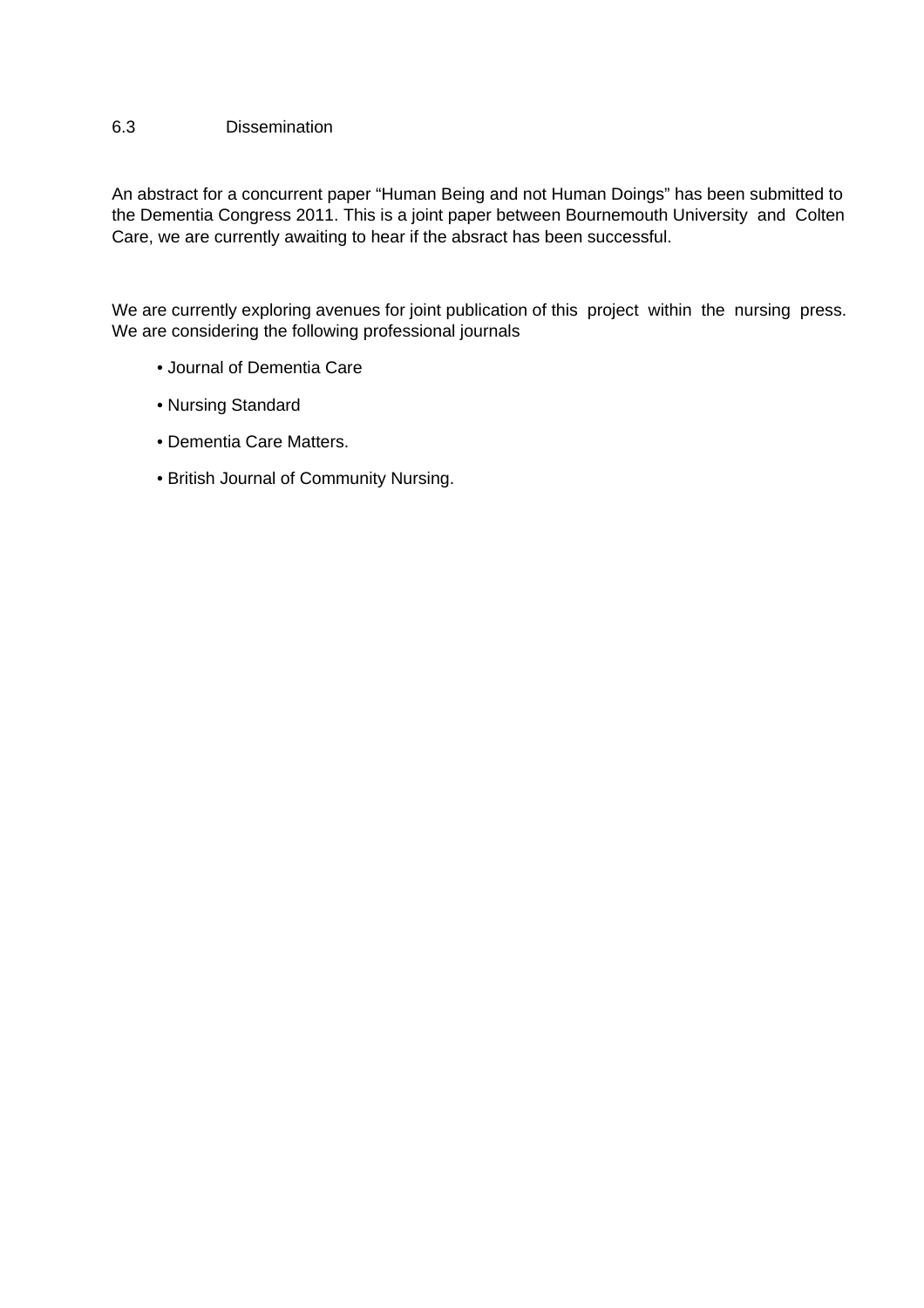### 6.3 Dissemination

An abstract for a concurrent paper "Human Being and not Human Doings" has been submitted to the Dementia Congress 2011. This is a joint paper between Bournemouth University and Colten Care, we are currently awaiting to hear if the absract has been successful.

We are currently exploring avenues for joint publication of this project within the nursing press. We are considering the following professional journals

- Journal of Dementia Care
- Nursing Standard
- Dementia Care Matters.
- British Journal of Community Nursing.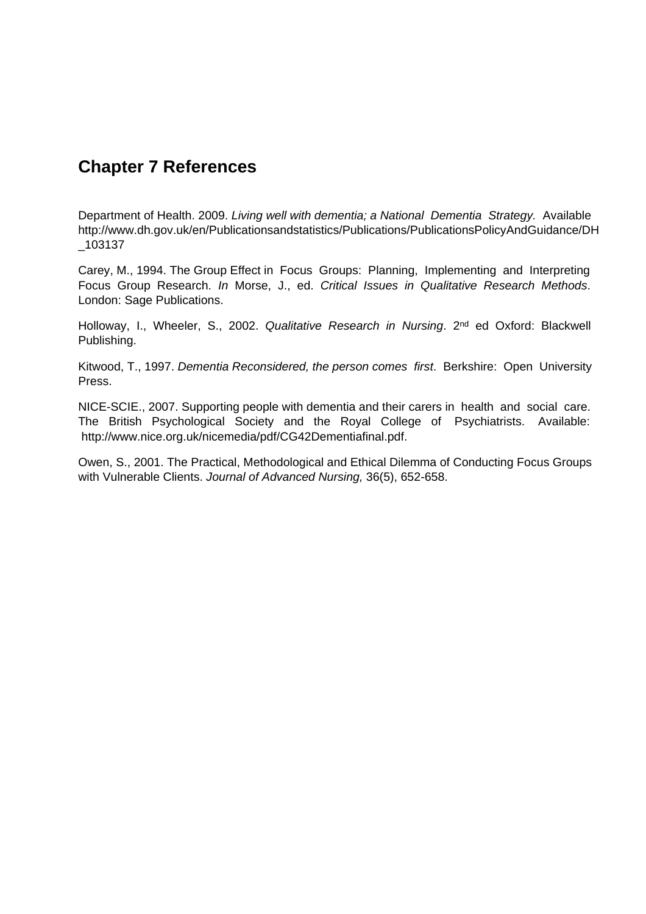## Chapter 7 References

Department of Health. 2009. *Living well with dementia; a National Dementia Strategy.* Available http://www.dh.gov.uk/en/Publicationsandstatistics/Publications/PublicationsPolicyAndGuidance/DH_103137

Carey, M., 1994. The Group Effect in Focus Groups: Planning, Implementing and Interpreting Focus Group Research. *In* Morse, J., ed. *Critical Issues in Qualitative Research Methods*. London: Sage Publications.

Holloway, I., Wheeler, S., 2002. *Qualitative Research in Nursing*. 2nd ed Oxford: Blackwell Publishing.

Kitwood, T., 1997. *Dementia Reconsidered, the person comes first*. Berkshire: Open University Press.

NICE-SCIE., 2007. Supporting people with dementia and their carers in health and social care. The British Psychological Society and the Royal College of Psychiatrists. Available: http://www.nice.org.uk/nicemedia/pdf/CG42Dementiafinal.pdf.

Owen, S., 2001. The Practical, Methodological and Ethical Dilemma of Conducting Focus Groups with Vulnerable Clients. *Journal of Advanced Nursing,* 36(5), 652-658.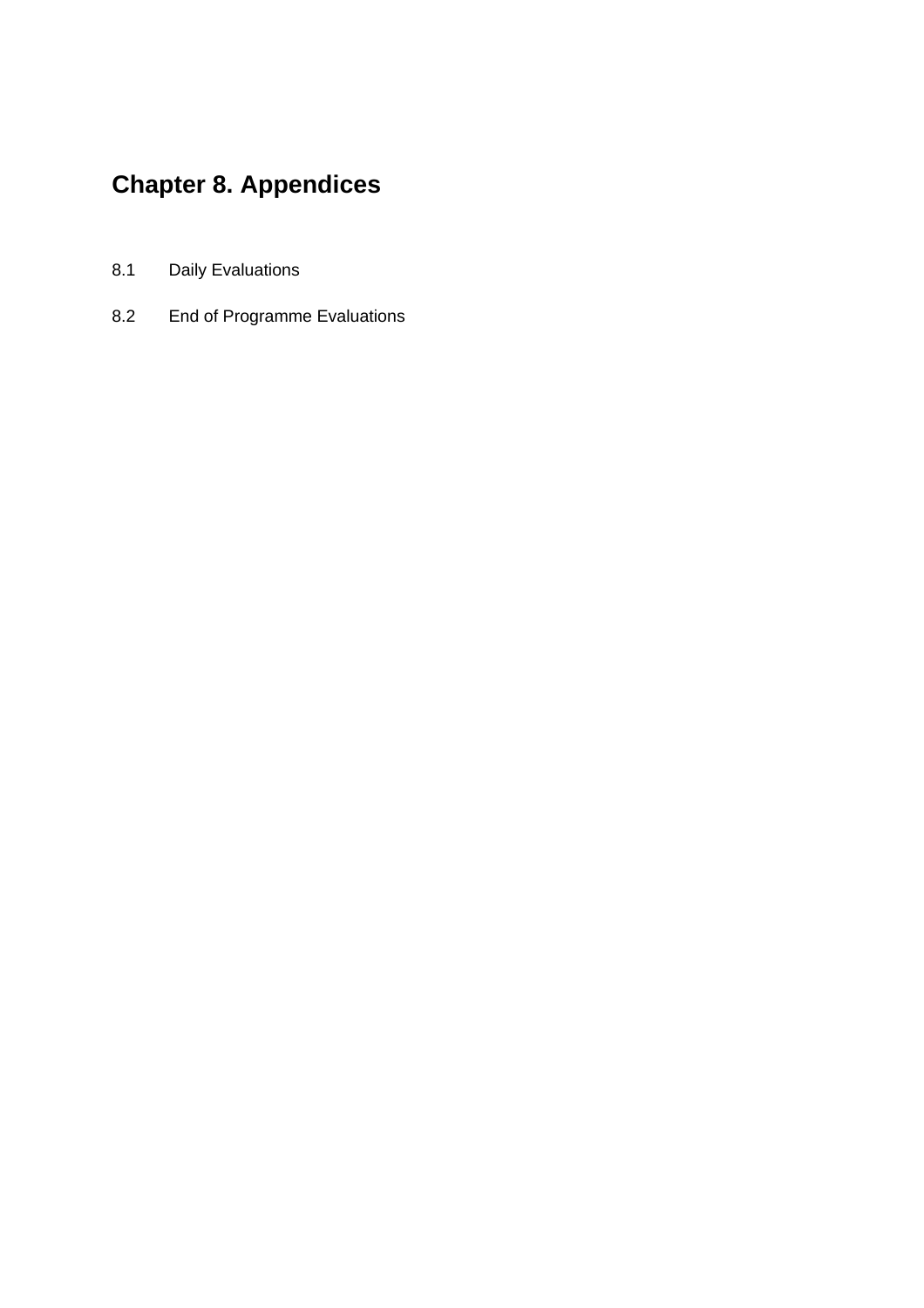# Chapter 8. Appendices

8.1 Daily Evaluations

8.2 End of Programme Evaluations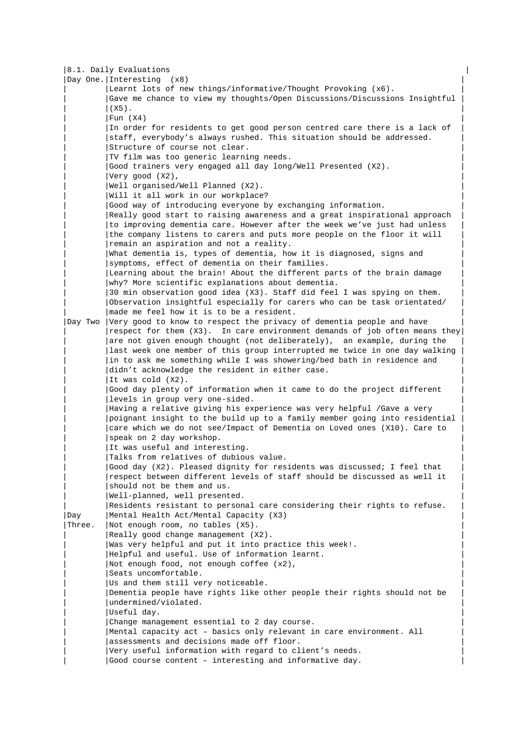| 8.1. Daily Evaluations | |
|---|---|
| Day One. | Interesting (x8) |
| | Learnt lots of new things/informative/Thought Provoking (x6). |
| | Gave me chance to view my thoughts/Open Discussions/Discussions Insightful (X5). |
| | Fun (X4) |
| | In order for residents to get good person centred care there is a lack of staff, everybody's always rushed. This situation should be addressed. |
| | Structure of course not clear. |
| | TV film was too generic learning needs. |
| | Good trainers very engaged all day long/Well Presented (X2). |
| | Very good (X2), |
| | Well organised/Well Planned (X2). |
| | Will it all work in our workplace? |
| | Good way of introducing everyone by exchanging information. |
| | Really good start to raising awareness and a great inspirational approach to improving dementia care. However after the week we've just had unless the company listens to carers and puts more people on the floor it will remain an aspiration and not a reality. |
| | What dementia is, types of dementia, how it is diagnosed, signs and symptoms, effect of dementia on their families. |
| | Learning about the brain! About the different parts of the brain damage why? More scientific explanations about dementia. |
| | 30 min observation good idea (X3). Staff did feel I was spying on them. |
| | Observation insightful especially for carers who can be task orientated/ made me feel how it is to be a resident. |
| Day Two | Very good to know to respect the privacy of dementia people and have respect for them (X3). In care environment demands of job often means they are not given enough thought (not deliberately), an example, during the last week one member of this group interrupted me twice in one day walking in to ask me something while I was showering/bed bath in residence and didn't acknowledge the resident in either case. |
| | It was cold (X2). |
| | Good day plenty of information when it came to do the project different levels in group very one-sided. |
| | Having a relative giving his experience was very helpful /Gave a very poignant insight to the build up to a family member going into residential care which we do not see/Impact of Dementia on Loved ones (X10). Care to speak on 2 day workshop. |
| | It was useful and interesting. |
| | Talks from relatives of dubious value. |
| | Good day (X2). Pleased dignity for residents was discussed; I feel that respect between different levels of staff should be discussed as well it should not be them and us. |
| | Well-planned, well presented. |
| | Residents resistant to personal care considering their rights to refuse. |
| Day Three. | Mental Health Act/Mental Capacity (X3) |
| | Not enough room, no tables (X5). |
| | Really good change management (X2). |
| | Was very helpful and put it into practice this week!. |
| | Helpful and useful. Use of information learnt. |
| | Not enough food, not enough coffee (x2), |
| | Seats uncomfortable. |
| | Us and them still very noticeable. |
| | Dementia people have rights like other people their rights should not be undermined/violated. |
| | Useful day. |
| | Change management essential to 2 day course. |
| | Mental capacity act – basics only relevant in care environment. All assessments and decisions made off floor. |
| | Very useful information with regard to client's needs. |
| | Good course content – interesting and informative day. |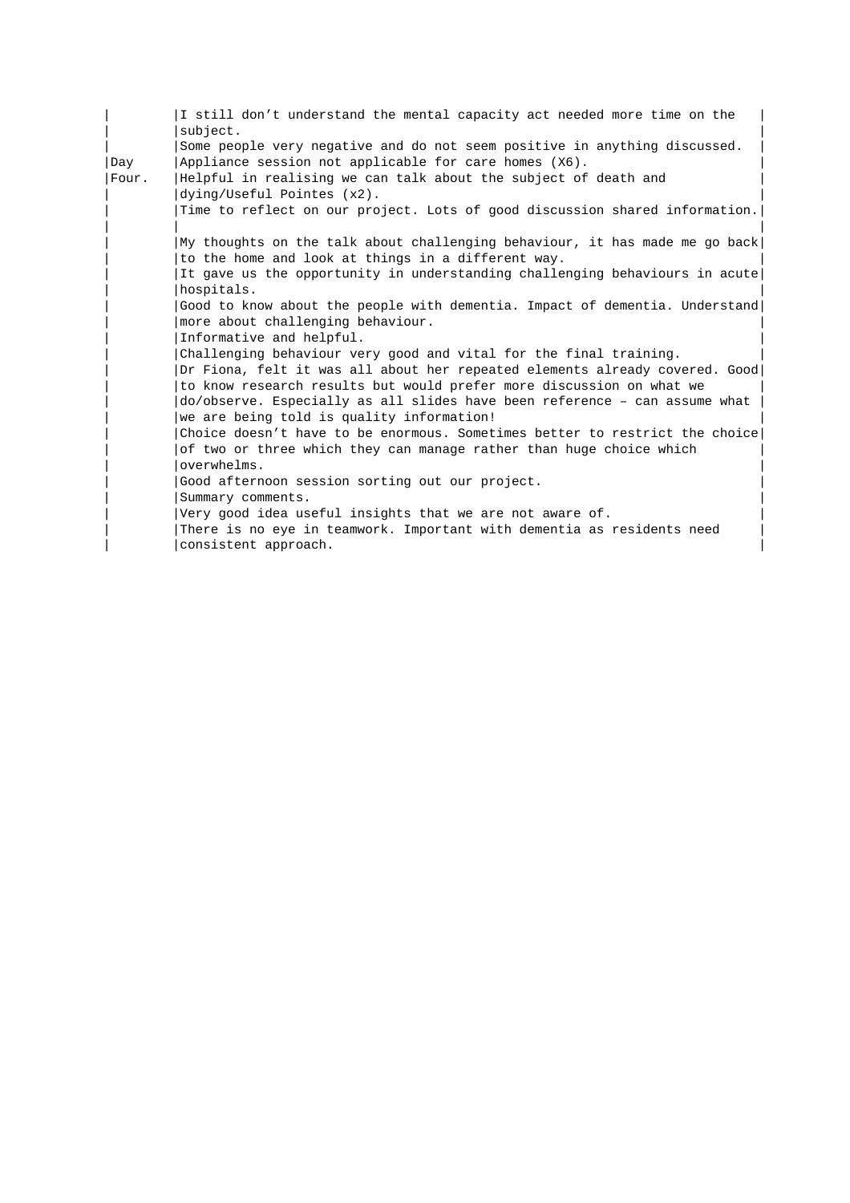| | |
|---|---|
| | I still don’t understand the mental capacity act needed more time on the subject. |
| | Some people very negative and do not seem positive in anything discussed. |
| Day Four. | Appliance session not applicable for care homes (X6). |
| | Helpful in realising we can talk about the subject of death and dying/Useful Pointes (x2). |
| | Time to reflect on our project. Lots of good discussion shared information. |
| | |
| | My thoughts on the talk about challenging behaviour, it has made me go back to the home and look at things in a different way. |
| | It gave us the opportunity in understanding challenging behaviours in acute hospitals. |
| | Good to know about the people with dementia. Impact of dementia. Understand more about challenging behaviour. |
| | Informative and helpful. |
| | Challenging behaviour very good and vital for the final training. |
| | Dr Fiona, felt it was all about her repeated elements already covered. Good to know research results but would prefer more discussion on what we do/observe. Especially as all slides have been reference – can assume what we are being told is quality information! |
| | Choice doesn’t have to be enormous. Sometimes better to restrict the choice of two or three which they can manage rather than huge choice which overwhelms. |
| | Good afternoon session sorting out our project. |
| | Summary comments. |
| | Very good idea useful insights that we are not aware of. |
| | There is no eye in teamwork. Important with dementia as residents need consistent approach. |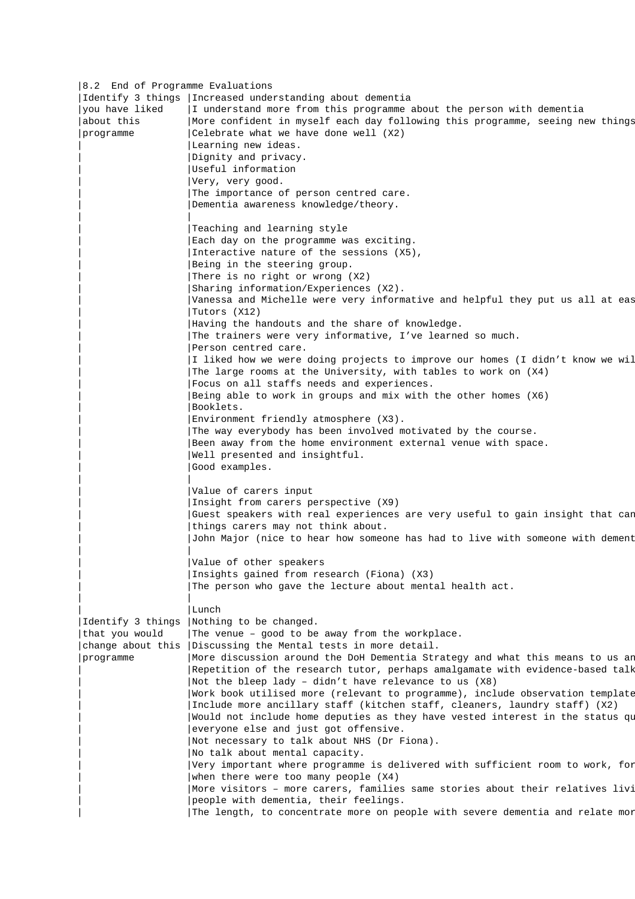## 8.2 End of Programme Evaluations

| | |
|---|---|
| Identify 3 things you have liked about this programme | Increased understanding about dementia |
| | I understand more from this programme about the person with dementia |
| | More confident in myself each day following this programme, seeing new things |
| | Celebrate what we have done well (X2) |
| | Learning new ideas. |
| | Dignity and privacy. |
| | Useful information |
| | Very, very good. |
| | The importance of person centred care. |
| | Dementia awareness knowledge/theory. |
| | |
| | Teaching and learning style |
| | Each day on the programme was exciting. |
| | Interactive nature of the sessions (X5), |
| | Being in the steering group. |
| | There is no right or wrong (X2) |
| | Sharing information/Experiences (X2). |
| | Vanessa and Michelle were very informative and helpful they put us all at eas |
| | Tutors (X12) |
| | Having the handouts and the share of knowledge. |
| | The trainers were very informative, I've learned so much. |
| | Person centred care. |
| | I liked how we were doing projects to improve our homes (I didn't know we wil |
| | The large rooms at the University, with tables to work on (X4) |
| | Focus on all staffs needs and experiences. |
| | Being able to work in groups and mix with the other homes (X6) |
| | Booklets. |
| | Environment friendly atmosphere (X3). |
| | The way everybody has been involved motivated by the course. |
| | Been away from the home environment external venue with space. |
| | Well presented and insightful. |
| | Good examples. |
| | |
| | Value of carers input |
| | Insight from carers perspective (X9) |
| | Guest speakers with real experiences are very useful to gain insight that can things carers may not think about. |
| | John Major (nice to hear how someone has had to live with someone with dement |
| | |
| | Value of other speakers |
| | Insights gained from research (Fiona) (X3) |
| | The person who gave the lecture about mental health act. |
| | |
| | Lunch |
| Identify 3 things that you would change about this programme | Nothing to be changed. |
| | The venue – good to be away from the workplace. |
| | Discussing the Mental tests in more detail. |
| | More discussion around the DoH Dementia Strategy and what this means to us an |
| | Repetition of the research tutor, perhaps amalgamate with evidence-based talk |
| | Not the bleep lady – didn't have relevance to us (X8) |
| | Work book utilised more (relevant to programme), include observation template |
| | Include more ancillary staff (kitchen staff, cleaners, laundry staff) (X2) |
| | Would not include home deputies as they have vested interest in the status qu everyone else and just got offensive. |
| | Not necessary to talk about NHS (Dr Fiona). |
| | No talk about mental capacity. |
| | Very important where programme is delivered with sufficient room to work, for when there were too many people (X4) |
| | More visitors – more carers, families same stories about their relatives livi people with dementia, their feelings. |
| | The length, to concentrate more on people with severe dementia and relate mor |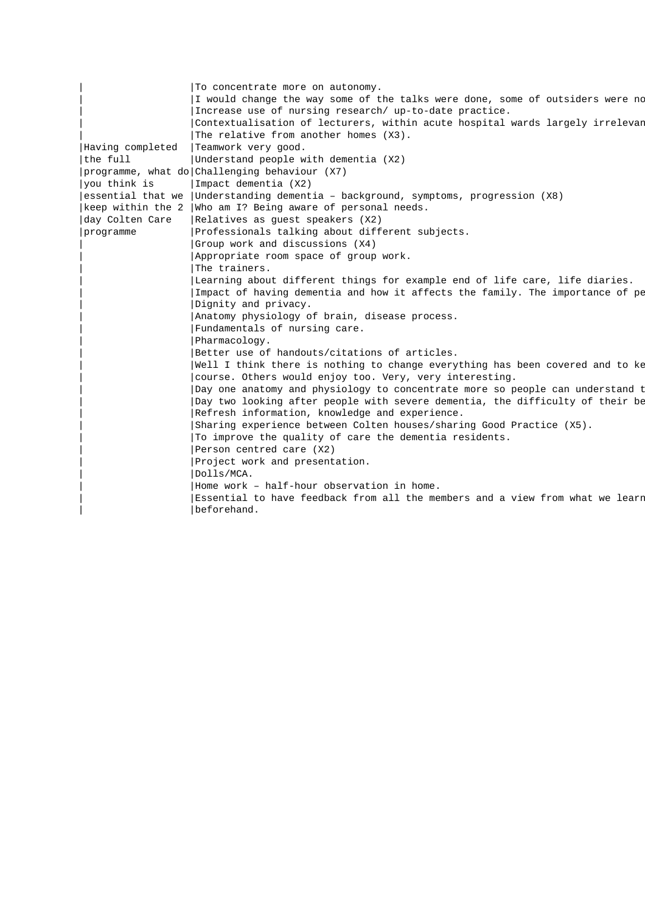| | |
|---|---|
| | To concentrate more on autonomy.<br>I would change the way some of the talks were done, some of outsiders were no<br>Increase use of nursing research/ up-to-date practice.<br>Contextualisation of lecturers, within acute hospital wards largely irrelevan<br>The relative from another homes (X3). |
| Having completed the full programme, what do you think is essential that we keep within the 2 day Colten Care programme | Teamwork very good.<br>Understand people with dementia (X2)<br>Challenging behaviour (X7)<br>Impact dementia (X2)<br>Understanding dementia – background, symptoms, progression (X8)<br>Who am I? Being aware of personal needs.<br>Relatives as guest speakers (X2)<br>Professionals talking about different subjects.<br>Group work and discussions (X4)<br>Appropriate room space of group work.<br>The trainers.<br>Learning about different things for example end of life care, life diaries.<br>Impact of having dementia and how it affects the family. The importance of pe<br>Dignity and privacy.<br>Anatomy physiology of brain, disease process.<br>Fundamentals of nursing care.<br>Pharmacology.<br>Better use of handouts/citations of articles.<br>Well I think there is nothing to change everything has been covered and to ke course. Others would enjoy too. Very, very interesting.<br>Day one anatomy and physiology to concentrate more so people can understand t<br>Day two looking after people with severe dementia, the difficulty of their be<br>Refresh information, knowledge and experience.<br>Sharing experience between Colten houses/sharing Good Practice (X5).<br>To improve the quality of care the dementia residents.<br>Person centred care (X2)<br>Project work and presentation.<br>Dolls/MCA.<br>Home work – half-hour observation in home.<br>Essential to have feedback from all the members and a view from what we learn beforehand. |